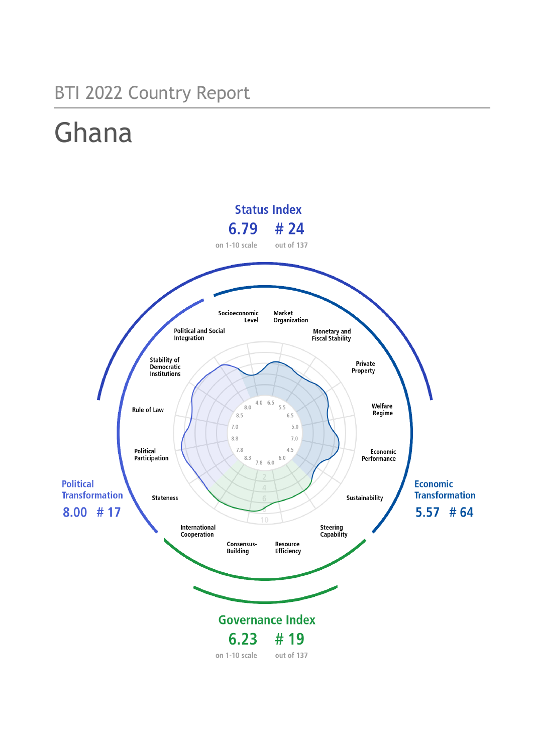BTI 2022 Country Report

# Ghana

## Status Index

**6.79** on 1-10 scale — **# 24** out of 137

## Political Transformation

**8.00** — **# 17**

## Economic Transformation

**5.57** — **# 64**

## Governance Index

**6.23** on 1-10 scale — **# 19** out of 137

| Category | Score |
|---|---|
| Stateness | 8.8 |
| Political Participation | 7.8 |
| Rule of Law | 7.0 |
| Stability of Democratic Institutions | 8.5 |
| Political and Social Integration | 8.0 |
| Socioeconomic Level | 4.0 |
| Market Organization | 6.5 |
| Monetary and Fiscal Stability | 5.5 |
| Private Property | 6.5 |
| Welfare Regime | 5.0 |
| Economic Performance | 7.0 |
| Sustainability | 4.5 |
| Steering Capability | 6.0 |
| Resource Efficiency | 6.0 |
| Consensus-Building | 7.8 |
| International Cooperation | 8.3 |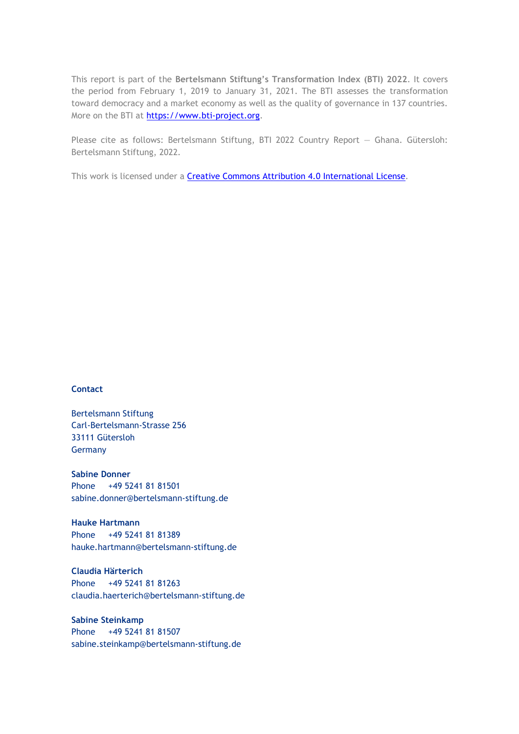This report is part of the **Bertelsmann Stiftung's Transformation Index (BTI) 2022**. It covers the period from February 1, 2019 to January 31, 2021. The BTI assesses the transformation toward democracy and a market economy as well as the quality of governance in 137 countries. More on the BTI at [https://www.bti-project.org](https://www.bti-project.org).

Please cite as follows: Bertelsmann Stiftung, BTI 2022 Country Report — Ghana. Gütersloh: Bertelsmann Stiftung, 2022.

This work is licensed under a [Creative Commons Attribution 4.0 International License](https://creativecommons.org/licenses/by/4.0/).

**Contact**

Bertelsmann Stiftung
Carl-Bertelsmann-Strasse 256
33111 Gütersloh
Germany

**Sabine Donner**
Phone +49 5241 81 81501
sabine.donner@bertelsmann-stiftung.de

**Hauke Hartmann**
Phone +49 5241 81 81389
hauke.hartmann@bertelsmann-stiftung.de

**Claudia Härterich**
Phone +49 5241 81 81263
claudia.haerterich@bertelsmann-stiftung.de

**Sabine Steinkamp**
Phone +49 5241 81 81507
sabine.steinkamp@bertelsmann-stiftung.de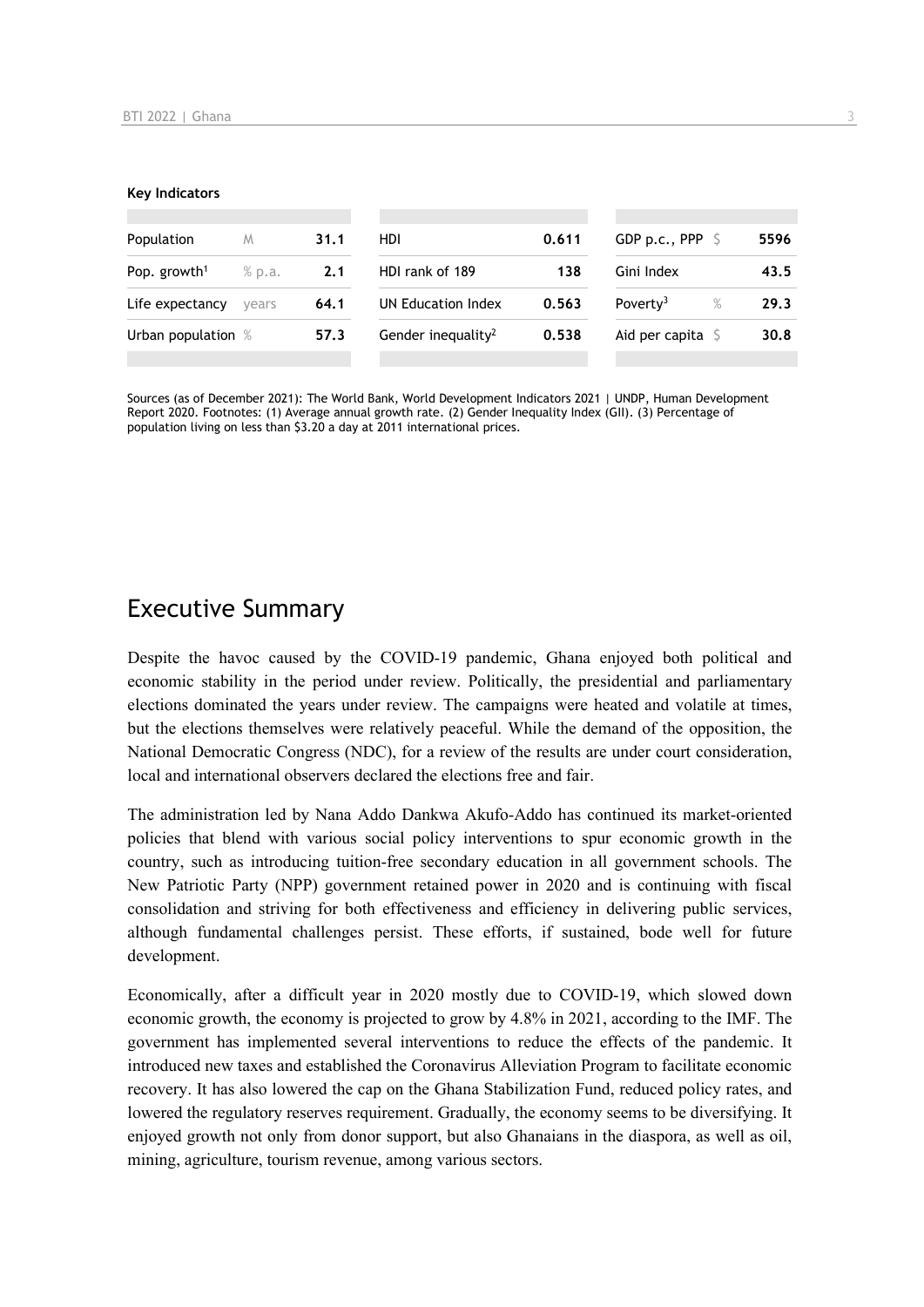**Key Indicators**

| Population | M | 31.1 | HDI | 0.611 | GDP p.c., PPP | $ | 5596 |
|---|---|---|---|---|---|---|---|
| Pop. growth[1] | % p.a. | 2.1 | HDI rank of 189 | 138 | Gini Index | | 43.5 |
| Life expectancy | years | 64.1 | UN Education Index | 0.563 | Poverty[3] | % | 29.3 |
| Urban population | % | 57.3 | Gender inequality[2] | 0.538 | Aid per capita | $ | 30.8 |

Sources (as of December 2021): The World Bank, World Development Indicators 2021 | UNDP, Human Development Report 2020. Footnotes: (1) Average annual growth rate. (2) Gender Inequality Index (GII). (3) Percentage of population living on less than $3.20 a day at 2011 international prices.

## Executive Summary

Despite the havoc caused by the COVID-19 pandemic, Ghana enjoyed both political and economic stability in the period under review. Politically, the presidential and parliamentary elections dominated the years under review. The campaigns were heated and volatile at times, but the elections themselves were relatively peaceful. While the demand of the opposition, the National Democratic Congress (NDC), for a review of the results are under court consideration, local and international observers declared the elections free and fair.

The administration led by Nana Addo Dankwa Akufo-Addo has continued its market-oriented policies that blend with various social policy interventions to spur economic growth in the country, such as introducing tuition-free secondary education in all government schools. The New Patriotic Party (NPP) government retained power in 2020 and is continuing with fiscal consolidation and striving for both effectiveness and efficiency in delivering public services, although fundamental challenges persist. These efforts, if sustained, bode well for future development.

Economically, after a difficult year in 2020 mostly due to COVID-19, which slowed down economic growth, the economy is projected to grow by 4.8% in 2021, according to the IMF. The government has implemented several interventions to reduce the effects of the pandemic. It introduced new taxes and established the Coronavirus Alleviation Program to facilitate economic recovery. It has also lowered the cap on the Ghana Stabilization Fund, reduced policy rates, and lowered the regulatory reserves requirement. Gradually, the economy seems to be diversifying. It enjoyed growth not only from donor support, but also Ghanaians in the diaspora, as well as oil, mining, agriculture, tourism revenue, among various sectors.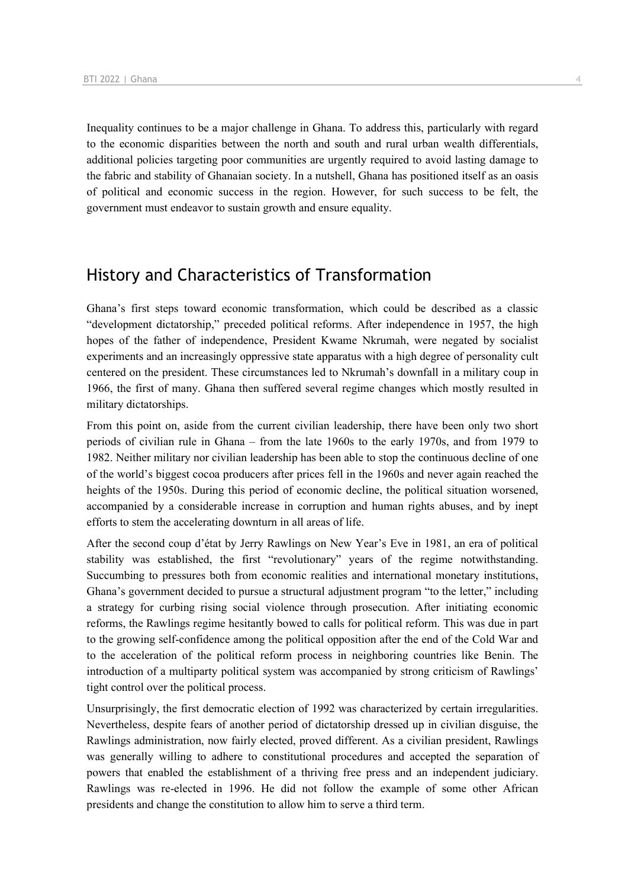Inequality continues to be a major challenge in Ghana. To address this, particularly with regard to the economic disparities between the north and south and rural urban wealth differentials, additional policies targeting poor communities are urgently required to avoid lasting damage to the fabric and stability of Ghanaian society. In a nutshell, Ghana has positioned itself as an oasis of political and economic success in the region. However, for such success to be felt, the government must endeavor to sustain growth and ensure equality.

## History and Characteristics of Transformation

Ghana's first steps toward economic transformation, which could be described as a classic "development dictatorship," preceded political reforms. After independence in 1957, the high hopes of the father of independence, President Kwame Nkrumah, were negated by socialist experiments and an increasingly oppressive state apparatus with a high degree of personality cult centered on the president. These circumstances led to Nkrumah's downfall in a military coup in 1966, the first of many. Ghana then suffered several regime changes which mostly resulted in military dictatorships.

From this point on, aside from the current civilian leadership, there have been only two short periods of civilian rule in Ghana – from the late 1960s to the early 1970s, and from 1979 to 1982. Neither military nor civilian leadership has been able to stop the continuous decline of one of the world's biggest cocoa producers after prices fell in the 1960s and never again reached the heights of the 1950s. During this period of economic decline, the political situation worsened, accompanied by a considerable increase in corruption and human rights abuses, and by inept efforts to stem the accelerating downturn in all areas of life.

After the second coup d'état by Jerry Rawlings on New Year's Eve in 1981, an era of political stability was established, the first "revolutionary" years of the regime notwithstanding. Succumbing to pressures both from economic realities and international monetary institutions, Ghana's government decided to pursue a structural adjustment program "to the letter," including a strategy for curbing rising social violence through prosecution. After initiating economic reforms, the Rawlings regime hesitantly bowed to calls for political reform. This was due in part to the growing self-confidence among the political opposition after the end of the Cold War and to the acceleration of the political reform process in neighboring countries like Benin. The introduction of a multiparty political system was accompanied by strong criticism of Rawlings' tight control over the political process.

Unsurprisingly, the first democratic election of 1992 was characterized by certain irregularities. Nevertheless, despite fears of another period of dictatorship dressed up in civilian disguise, the Rawlings administration, now fairly elected, proved different. As a civilian president, Rawlings was generally willing to adhere to constitutional procedures and accepted the separation of powers that enabled the establishment of a thriving free press and an independent judiciary. Rawlings was re-elected in 1996. He did not follow the example of some other African presidents and change the constitution to allow him to serve a third term.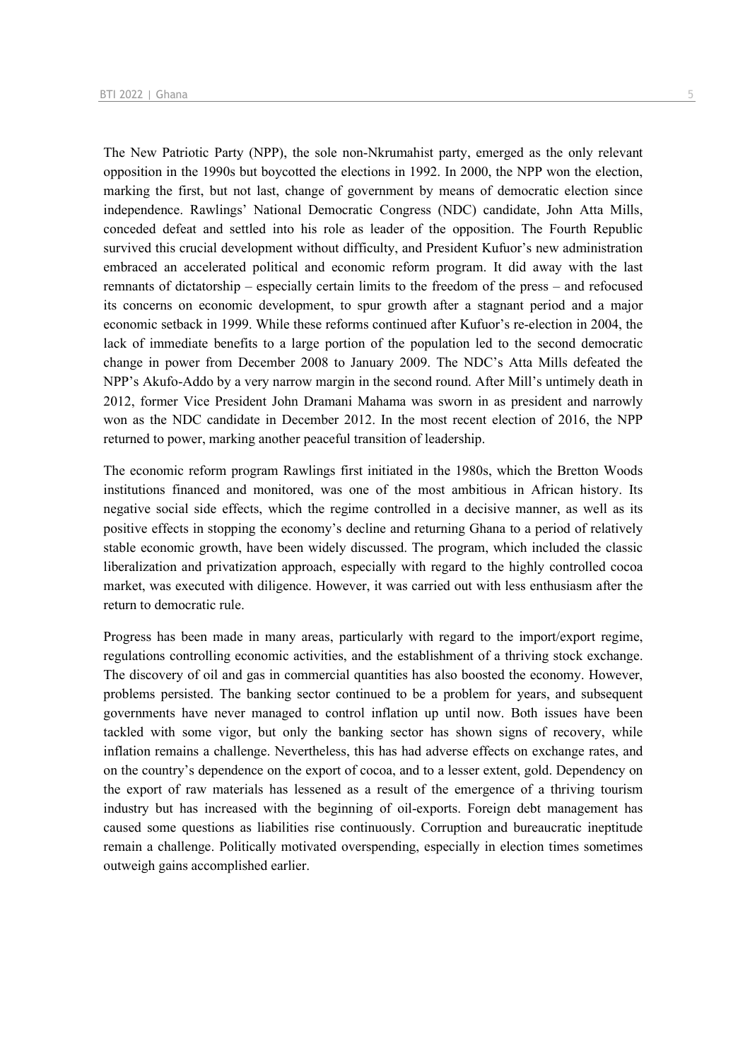The New Patriotic Party (NPP), the sole non-Nkrumahist party, emerged as the only relevant opposition in the 1990s but boycotted the elections in 1992. In 2000, the NPP won the election, marking the first, but not last, change of government by means of democratic election since independence. Rawlings' National Democratic Congress (NDC) candidate, John Atta Mills, conceded defeat and settled into his role as leader of the opposition. The Fourth Republic survived this crucial development without difficulty, and President Kufuor's new administration embraced an accelerated political and economic reform program. It did away with the last remnants of dictatorship – especially certain limits to the freedom of the press – and refocused its concerns on economic development, to spur growth after a stagnant period and a major economic setback in 1999. While these reforms continued after Kufuor's re-election in 2004, the lack of immediate benefits to a large portion of the population led to the second democratic change in power from December 2008 to January 2009. The NDC's Atta Mills defeated the NPP's Akufo-Addo by a very narrow margin in the second round. After Mill's untimely death in 2012, former Vice President John Dramani Mahama was sworn in as president and narrowly won as the NDC candidate in December 2012. In the most recent election of 2016, the NPP returned to power, marking another peaceful transition of leadership.

The economic reform program Rawlings first initiated in the 1980s, which the Bretton Woods institutions financed and monitored, was one of the most ambitious in African history. Its negative social side effects, which the regime controlled in a decisive manner, as well as its positive effects in stopping the economy's decline and returning Ghana to a period of relatively stable economic growth, have been widely discussed. The program, which included the classic liberalization and privatization approach, especially with regard to the highly controlled cocoa market, was executed with diligence. However, it was carried out with less enthusiasm after the return to democratic rule.

Progress has been made in many areas, particularly with regard to the import/export regime, regulations controlling economic activities, and the establishment of a thriving stock exchange. The discovery of oil and gas in commercial quantities has also boosted the economy. However, problems persisted. The banking sector continued to be a problem for years, and subsequent governments have never managed to control inflation up until now. Both issues have been tackled with some vigor, but only the banking sector has shown signs of recovery, while inflation remains a challenge. Nevertheless, this has had adverse effects on exchange rates, and on the country's dependence on the export of cocoa, and to a lesser extent, gold. Dependency on the export of raw materials has lessened as a result of the emergence of a thriving tourism industry but has increased with the beginning of oil-exports. Foreign debt management has caused some questions as liabilities rise continuously. Corruption and bureaucratic ineptitude remain a challenge. Politically motivated overspending, especially in election times sometimes outweigh gains accomplished earlier.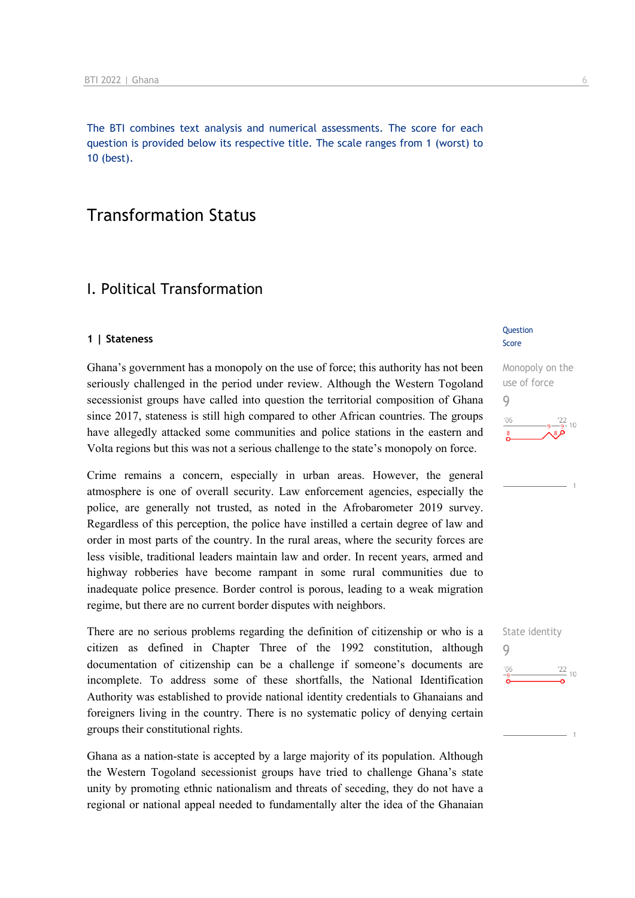The BTI combines text analysis and numerical assessments. The score for each question is provided below its respective title. The scale ranges from 1 (worst) to 10 (best).

# Transformation Status

## I. Political Transformation

### 1 | Stateness

Question Score

Monopoly on the use of force

9

Ghana's government has a monopoly on the use of force; this authority has not been seriously challenged in the period under review. Although the Western Togoland secessionist groups have called into question the territorial composition of Ghana since 2017, stateness is still high compared to other African countries. The groups have allegedly attacked some communities and police stations in the eastern and Volta regions but this was not a serious challenge to the state's monopoly on force.

Crime remains a concern, especially in urban areas. However, the general atmosphere is one of overall security. Law enforcement agencies, especially the police, are generally not trusted, as noted in the Afrobarometer 2019 survey. Regardless of this perception, the police have instilled a certain degree of law and order in most parts of the country. In the rural areas, where the security forces are less visible, traditional leaders maintain law and order. In recent years, armed and highway robberies have become rampant in some rural communities due to inadequate police presence. Border control is porous, leading to a weak migration regime, but there are no current border disputes with neighbors.

State identity

9

There are no serious problems regarding the definition of citizenship or who is a citizen as defined in Chapter Three of the 1992 constitution, although documentation of citizenship can be a challenge if someone's documents are incomplete. To address some of these shortfalls, the National Identification Authority was established to provide national identity credentials to Ghanaians and foreigners living in the country. There is no systematic policy of denying certain groups their constitutional rights.

Ghana as a nation-state is accepted by a large majority of its population. Although the Western Togoland secessionist groups have tried to challenge Ghana's state unity by promoting ethnic nationalism and threats of seceding, they do not have a regional or national appeal needed to fundamentally alter the idea of the Ghanaian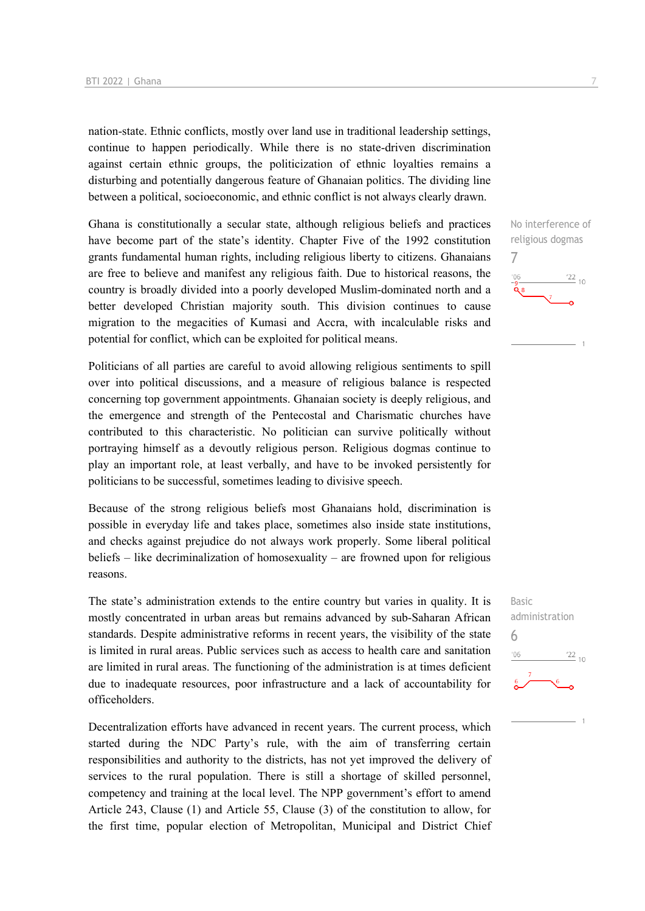nation-state. Ethnic conflicts, mostly over land use in traditional leadership settings, continue to happen periodically. While there is no state-driven discrimination against certain ethnic groups, the politicization of ethnic loyalties remains a disturbing and potentially dangerous feature of Ghanaian politics. The dividing line between a political, socioeconomic, and ethnic conflict is not always clearly drawn.

Ghana is constitutionally a secular state, although religious beliefs and practices have become part of the state's identity. Chapter Five of the 1992 constitution grants fundamental human rights, including religious liberty to citizens. Ghanaians are free to believe and manifest any religious faith. Due to historical reasons, the country is broadly divided into a poorly developed Muslim-dominated north and a better developed Christian majority south. This division continues to cause migration to the megacities of Kumasi and Accra, with incalculable risks and potential for conflict, which can be exploited for political means.

No interference of religious dogmas
7

Politicians of all parties are careful to avoid allowing religious sentiments to spill over into political discussions, and a measure of religious balance is respected concerning top government appointments. Ghanaian society is deeply religious, and the emergence and strength of the Pentecostal and Charismatic churches have contributed to this characteristic. No politician can survive politically without portraying himself as a devoutly religious person. Religious dogmas continue to play an important role, at least verbally, and have to be invoked persistently for politicians to be successful, sometimes leading to divisive speech.

Because of the strong religious beliefs most Ghanaians hold, discrimination is possible in everyday life and takes place, sometimes also inside state institutions, and checks against prejudice do not always work properly. Some liberal political beliefs – like decriminalization of homosexuality – are frowned upon for religious reasons.

The state's administration extends to the entire country but varies in quality. It is mostly concentrated in urban areas but remains advanced by sub-Saharan African standards. Despite administrative reforms in recent years, the visibility of the state is limited in rural areas. Public services such as access to health care and sanitation are limited in rural areas. The functioning of the administration is at times deficient due to inadequate resources, poor infrastructure and a lack of accountability for officeholders.

Basic administration
6

Decentralization efforts have advanced in recent years. The current process, which started during the NDC Party's rule, with the aim of transferring certain responsibilities and authority to the districts, has not yet improved the delivery of services to the rural population. There is still a shortage of skilled personnel, competency and training at the local level. The NPP government's effort to amend Article 243, Clause (1) and Article 55, Clause (3) of the constitution to allow, for the first time, popular election of Metropolitan, Municipal and District Chief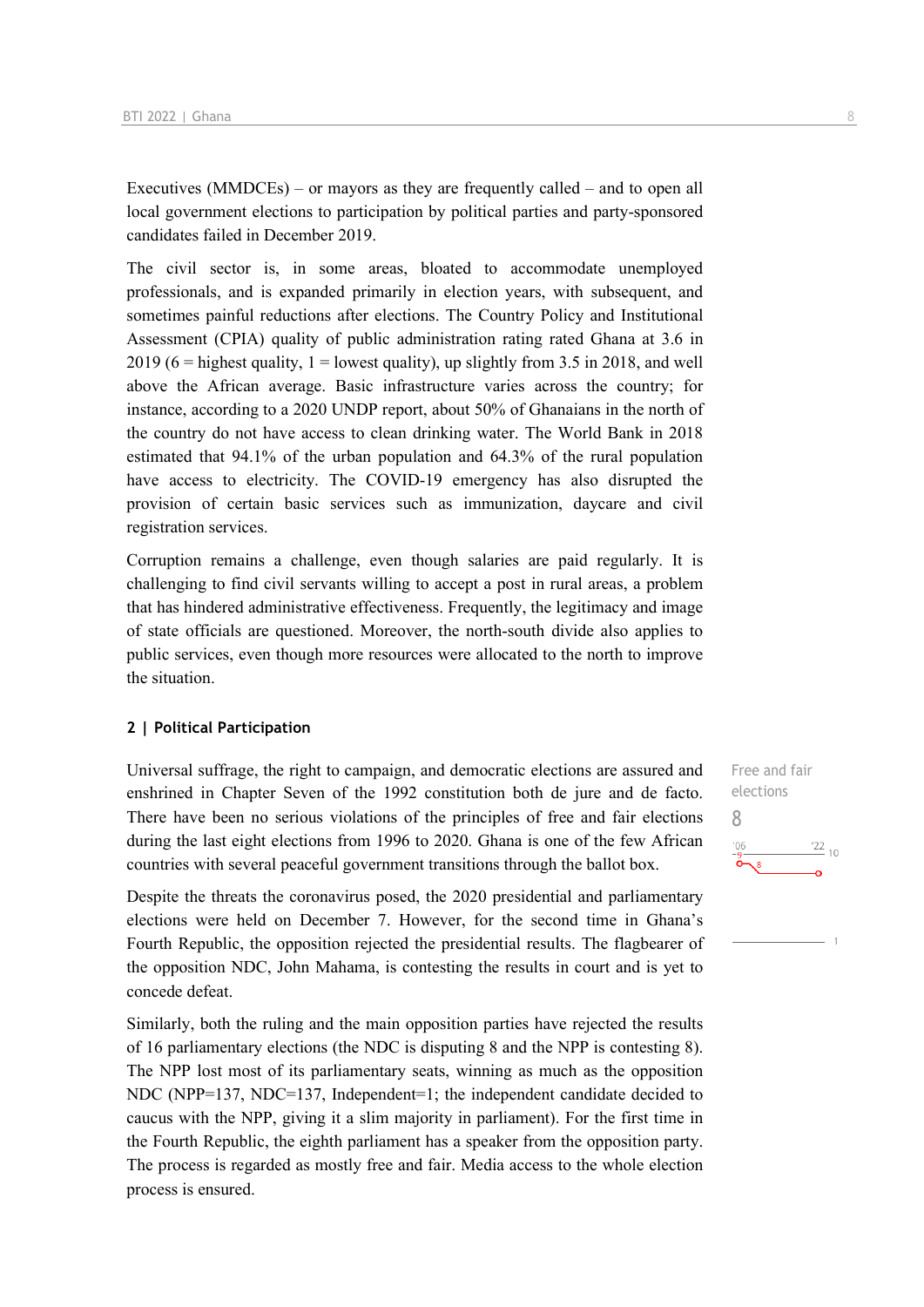Executives (MMDCEs) – or mayors as they are frequently called – and to open all local government elections to participation by political parties and party-sponsored candidates failed in December 2019.

The civil sector is, in some areas, bloated to accommodate unemployed professionals, and is expanded primarily in election years, with subsequent, and sometimes painful reductions after elections. The Country Policy and Institutional Assessment (CPIA) quality of public administration rating rated Ghana at 3.6 in 2019 (6 = highest quality, 1 = lowest quality), up slightly from 3.5 in 2018, and well above the African average. Basic infrastructure varies across the country; for instance, according to a 2020 UNDP report, about 50% of Ghanaians in the north of the country do not have access to clean drinking water. The World Bank in 2018 estimated that 94.1% of the urban population and 64.3% of the rural population have access to electricity. The COVID-19 emergency has also disrupted the provision of certain basic services such as immunization, daycare and civil registration services.

Corruption remains a challenge, even though salaries are paid regularly. It is challenging to find civil servants willing to accept a post in rural areas, a problem that has hindered administrative effectiveness. Frequently, the legitimacy and image of state officials are questioned. Moreover, the north-south divide also applies to public services, even though more resources were allocated to the north to improve the situation.

## 2 | Political Participation

Free and fair elections

8

Universal suffrage, the right to campaign, and democratic elections are assured and enshrined in Chapter Seven of the 1992 constitution both de jure and de facto. There have been no serious violations of the principles of free and fair elections during the last eight elections from 1996 to 2020. Ghana is one of the few African countries with several peaceful government transitions through the ballot box.

Despite the threats the coronavirus posed, the 2020 presidential and parliamentary elections were held on December 7. However, for the second time in Ghana's Fourth Republic, the opposition rejected the presidential results. The flagbearer of the opposition NDC, John Mahama, is contesting the results in court and is yet to concede defeat.

Similarly, both the ruling and the main opposition parties have rejected the results of 16 parliamentary elections (the NDC is disputing 8 and the NPP is contesting 8). The NPP lost most of its parliamentary seats, winning as much as the opposition NDC (NPP=137, NDC=137, Independent=1; the independent candidate decided to caucus with the NPP, giving it a slim majority in parliament). For the first time in the Fourth Republic, the eighth parliament has a speaker from the opposition party. The process is regarded as mostly free and fair. Media access to the whole election process is ensured.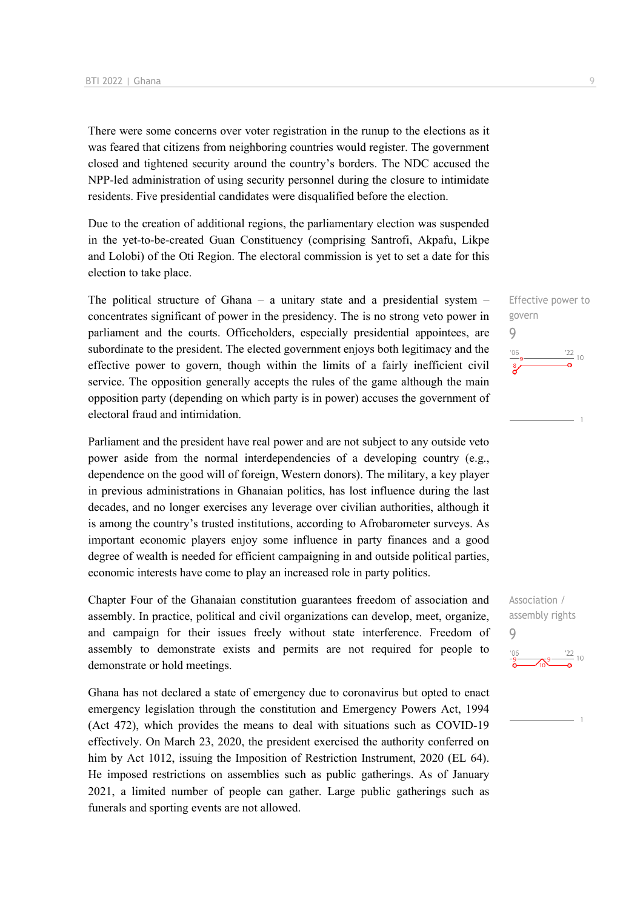There were some concerns over voter registration in the runup to the elections as it was feared that citizens from neighboring countries would register. The government closed and tightened security around the country's borders. The NDC accused the NPP-led administration of using security personnel during the closure to intimidate residents. Five presidential candidates were disqualified before the election.

Due to the creation of additional regions, the parliamentary election was suspended in the yet-to-be-created Guan Constituency (comprising Santrofi, Akpafu, Likpe and Lolobi) of the Oti Region. The electoral commission is yet to set a date for this election to take place.

Effective power to govern
9

The political structure of Ghana – a unitary state and a presidential system – concentrates significant of power in the presidency. The is no strong veto power in parliament and the courts. Officeholders, especially presidential appointees, are subordinate to the president. The elected government enjoys both legitimacy and the effective power to govern, though within the limits of a fairly inefficient civil service. The opposition generally accepts the rules of the game although the main opposition party (depending on which party is in power) accuses the government of electoral fraud and intimidation.

Parliament and the president have real power and are not subject to any outside veto power aside from the normal interdependencies of a developing country (e.g., dependence on the good will of foreign, Western donors). The military, a key player in previous administrations in Ghanaian politics, has lost influence during the last decades, and no longer exercises any leverage over civilian authorities, although it is among the country's trusted institutions, according to Afrobarometer surveys. As important economic players enjoy some influence in party finances and a good degree of wealth is needed for efficient campaigning in and outside political parties, economic interests have come to play an increased role in party politics.

Association / assembly rights
9

Chapter Four of the Ghanaian constitution guarantees freedom of association and assembly. In practice, political and civil organizations can develop, meet, organize, and campaign for their issues freely without state interference. Freedom of assembly to demonstrate exists and permits are not required for people to demonstrate or hold meetings.

Ghana has not declared a state of emergency due to coronavirus but opted to enact emergency legislation through the constitution and Emergency Powers Act, 1994 (Act 472), which provides the means to deal with situations such as COVID-19 effectively. On March 23, 2020, the president exercised the authority conferred on him by Act 1012, issuing the Imposition of Restriction Instrument, 2020 (EL 64). He imposed restrictions on assemblies such as public gatherings. As of January 2021, a limited number of people can gather. Large public gatherings such as funerals and sporting events are not allowed.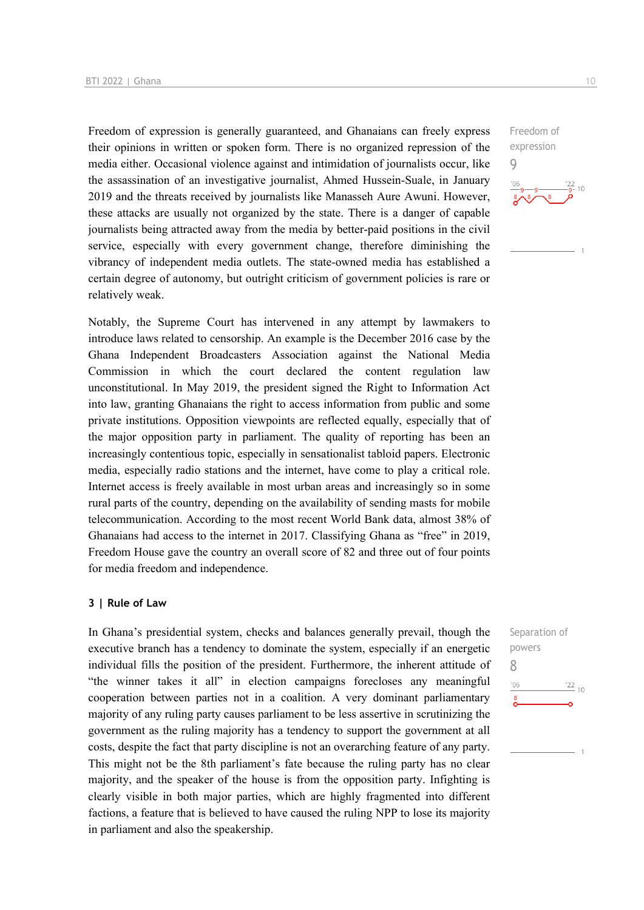Freedom of expression is generally guaranteed, and Ghanaians can freely express their opinions in written or spoken form. There is no organized repression of the media either. Occasional violence against and intimidation of journalists occur, like the assassination of an investigative journalist, Ahmed Hussein-Suale, in January 2019 and the threats received by journalists like Manasseh Aure Awuni. However, these attacks are usually not organized by the state. There is a danger of capable journalists being attracted away from the media by better-paid positions in the civil service, especially with every government change, therefore diminishing the vibrancy of independent media outlets. The state-owned media has established a certain degree of autonomy, but outright criticism of government policies is rare or relatively weak.

Freedom of expression
9

Notably, the Supreme Court has intervened in any attempt by lawmakers to introduce laws related to censorship. An example is the December 2016 case by the Ghana Independent Broadcasters Association against the National Media Commission in which the court declared the content regulation law unconstitutional. In May 2019, the president signed the Right to Information Act into law, granting Ghanaians the right to access information from public and some private institutions. Opposition viewpoints are reflected equally, especially that of the major opposition party in parliament. The quality of reporting has been an increasingly contentious topic, especially in sensationalist tabloid papers. Electronic media, especially radio stations and the internet, have come to play a critical role. Internet access is freely available in most urban areas and increasingly so in some rural parts of the country, depending on the availability of sending masts for mobile telecommunication. According to the most recent World Bank data, almost 38% of Ghanaians had access to the internet in 2017. Classifying Ghana as "free" in 2019, Freedom House gave the country an overall score of 82 and three out of four points for media freedom and independence.

### 3 | Rule of Law

In Ghana's presidential system, checks and balances generally prevail, though the executive branch has a tendency to dominate the system, especially if an energetic individual fills the position of the president. Furthermore, the inherent attitude of "the winner takes it all" in election campaigns forecloses any meaningful cooperation between parties not in a coalition. A very dominant parliamentary majority of any ruling party causes parliament to be less assertive in scrutinizing the government as the ruling majority has a tendency to support the government at all costs, despite the fact that party discipline is not an overarching feature of any party. This might not be the 8th parliament's fate because the ruling party has no clear majority, and the speaker of the house is from the opposition party. Infighting is clearly visible in both major parties, which are highly fragmented into different factions, a feature that is believed to have caused the ruling NPP to lose its majority in parliament and also the speakership.

Separation of powers
8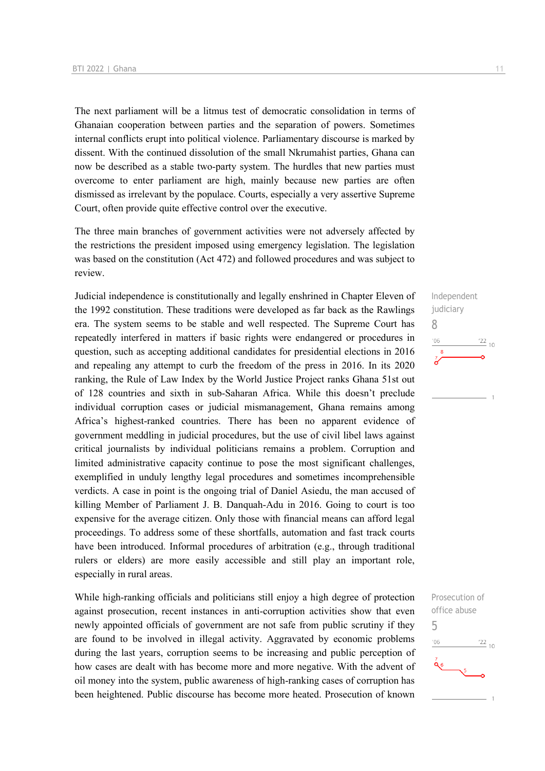The next parliament will be a litmus test of democratic consolidation in terms of Ghanaian cooperation between parties and the separation of powers. Sometimes internal conflicts erupt into political violence. Parliamentary discourse is marked by dissent. With the continued dissolution of the small Nkrumahist parties, Ghana can now be described as a stable two-party system. The hurdles that new parties must overcome to enter parliament are high, mainly because new parties are often dismissed as irrelevant by the populace. Courts, especially a very assertive Supreme Court, often provide quite effective control over the executive.

The three main branches of government activities were not adversely affected by the restrictions the president imposed using emergency legislation. The legislation was based on the constitution (Act 472) and followed procedures and was subject to review.

Independent judiciary
8

Judicial independence is constitutionally and legally enshrined in Chapter Eleven of the 1992 constitution. These traditions were developed as far back as the Rawlings era. The system seems to be stable and well respected. The Supreme Court has repeatedly interfered in matters if basic rights were endangered or procedures in question, such as accepting additional candidates for presidential elections in 2016 and repealing any attempt to curb the freedom of the press in 2016. In its 2020 ranking, the Rule of Law Index by the World Justice Project ranks Ghana 51st out of 128 countries and sixth in sub-Saharan Africa. While this doesn't preclude individual corruption cases or judicial mismanagement, Ghana remains among Africa's highest-ranked countries. There has been no apparent evidence of government meddling in judicial procedures, but the use of civil libel laws against critical journalists by individual politicians remains a problem. Corruption and limited administrative capacity continue to pose the most significant challenges, exemplified in unduly lengthy legal procedures and sometimes incomprehensible verdicts. A case in point is the ongoing trial of Daniel Asiedu, the man accused of killing Member of Parliament J. B. Danquah-Adu in 2016. Going to court is too expensive for the average citizen. Only those with financial means can afford legal proceedings. To address some of these shortfalls, automation and fast track courts have been introduced. Informal procedures of arbitration (e.g., through traditional rulers or elders) are more easily accessible and still play an important role, especially in rural areas.

Prosecution of office abuse
5

While high-ranking officials and politicians still enjoy a high degree of protection against prosecution, recent instances in anti-corruption activities show that even newly appointed officials of government are not safe from public scrutiny if they are found to be involved in illegal activity. Aggravated by economic problems during the last years, corruption seems to be increasing and public perception of how cases are dealt with has become more and more negative. With the advent of oil money into the system, public awareness of high-ranking cases of corruption has been heightened. Public discourse has become more heated. Prosecution of known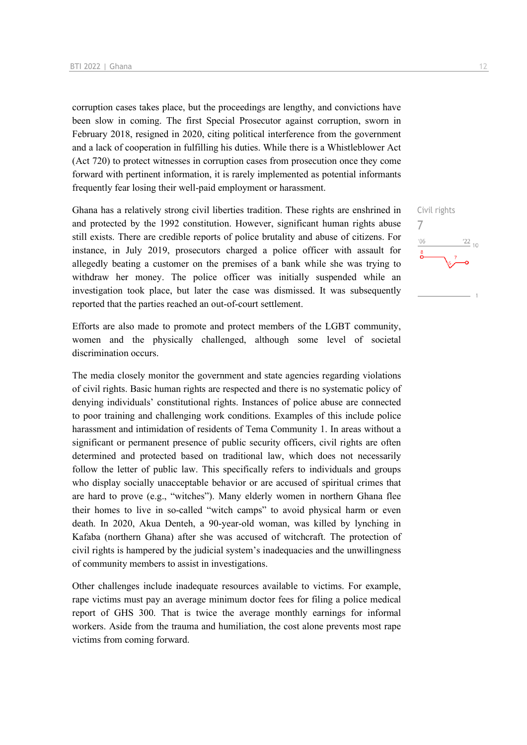corruption cases takes place, but the proceedings are lengthy, and convictions have been slow in coming. The first Special Prosecutor against corruption, sworn in February 2018, resigned in 2020, citing political interference from the government and a lack of cooperation in fulfilling his duties. While there is a Whistleblower Act (Act 720) to protect witnesses in corruption cases from prosecution once they come forward with pertinent information, it is rarely implemented as potential informants frequently fear losing their well-paid employment or harassment.

Civil rights
7

Ghana has a relatively strong civil liberties tradition. These rights are enshrined in and protected by the 1992 constitution. However, significant human rights abuse still exists. There are credible reports of police brutality and abuse of citizens. For instance, in July 2019, prosecutors charged a police officer with assault for allegedly beating a customer on the premises of a bank while she was trying to withdraw her money. The police officer was initially suspended while an investigation took place, but later the case was dismissed. It was subsequently reported that the parties reached an out-of-court settlement.

Efforts are also made to promote and protect members of the LGBT community, women and the physically challenged, although some level of societal discrimination occurs.

The media closely monitor the government and state agencies regarding violations of civil rights. Basic human rights are respected and there is no systematic policy of denying individuals' constitutional rights. Instances of police abuse are connected to poor training and challenging work conditions. Examples of this include police harassment and intimidation of residents of Tema Community 1. In areas without a significant or permanent presence of public security officers, civil rights are often determined and protected based on traditional law, which does not necessarily follow the letter of public law. This specifically refers to individuals and groups who display socially unacceptable behavior or are accused of spiritual crimes that are hard to prove (e.g., "witches"). Many elderly women in northern Ghana flee their homes to live in so-called "witch camps" to avoid physical harm or even death. In 2020, Akua Denteh, a 90-year-old woman, was killed by lynching in Kafaba (northern Ghana) after she was accused of witchcraft. The protection of civil rights is hampered by the judicial system's inadequacies and the unwillingness of community members to assist in investigations.

Other challenges include inadequate resources available to victims. For example, rape victims must pay an average minimum doctor fees for filing a police medical report of GHS 300. That is twice the average monthly earnings for informal workers. Aside from the trauma and humiliation, the cost alone prevents most rape victims from coming forward.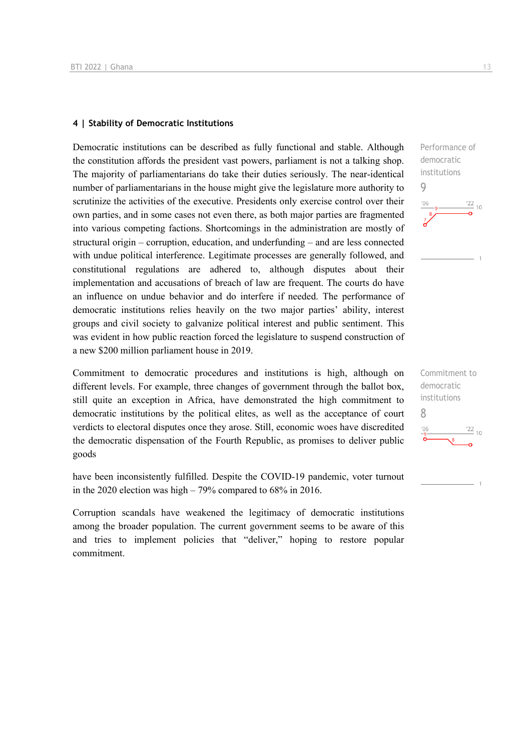## 4 | Stability of Democratic Institutions

Performance of democratic institutions
9

Democratic institutions can be described as fully functional and stable. Although the constitution affords the president vast powers, parliament is not a talking shop. The majority of parliamentarians do take their duties seriously. The near-identical number of parliamentarians in the house might give the legislature more authority to scrutinize the activities of the executive. Presidents only exercise control over their own parties, and in some cases not even there, as both major parties are fragmented into various competing factions. Shortcomings in the administration are mostly of structural origin – corruption, education, and underfunding – and are less connected with undue political interference. Legitimate processes are generally followed, and constitutional regulations are adhered to, although disputes about their implementation and accusations of breach of law are frequent. The courts do have an influence on undue behavior and do interfere if needed. The performance of democratic institutions relies heavily on the two major parties' ability, interest groups and civil society to galvanize political interest and public sentiment. This was evident in how public reaction forced the legislature to suspend construction of a new $200 million parliament house in 2019.

Commitment to democratic institutions
8

Commitment to democratic procedures and institutions is high, although on different levels. For example, three changes of government through the ballot box, still quite an exception in Africa, have demonstrated the high commitment to democratic institutions by the political elites, as well as the acceptance of court verdicts to electoral disputes once they arose. Still, economic woes have discredited the democratic dispensation of the Fourth Republic, as promises to deliver public goods have been inconsistently fulfilled. Despite the COVID-19 pandemic, voter turnout in the 2020 election was high – 79% compared to 68% in 2016.

Corruption scandals have weakened the legitimacy of democratic institutions among the broader population. The current government seems to be aware of this and tries to implement policies that "deliver," hoping to restore popular commitment.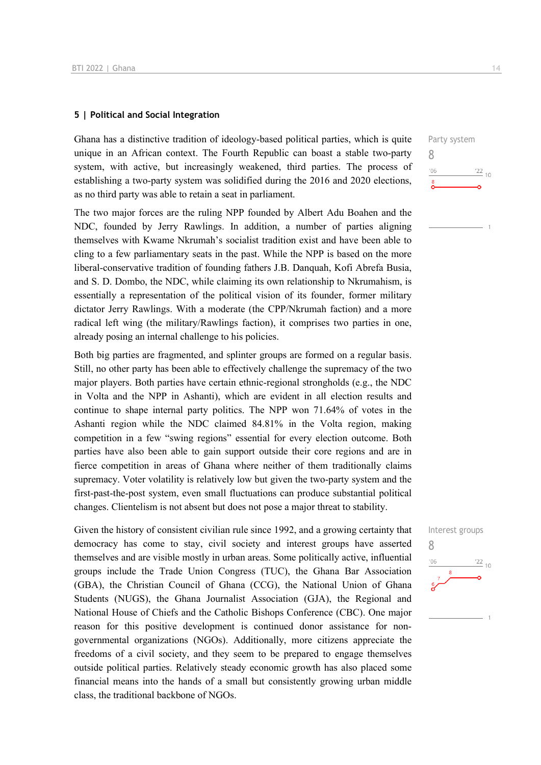## 5 | Political and Social Integration

Party system
8

Ghana has a distinctive tradition of ideology-based political parties, which is quite unique in an African context. The Fourth Republic can boast a stable two-party system, with active, but increasingly weakened, third parties. The process of establishing a two-party system was solidified during the 2016 and 2020 elections, as no third party was able to retain a seat in parliament.

The two major forces are the ruling NPP founded by Albert Adu Boahen and the NDC, founded by Jerry Rawlings. In addition, a number of parties aligning themselves with Kwame Nkrumah's socialist tradition exist and have been able to cling to a few parliamentary seats in the past. While the NPP is based on the more liberal-conservative tradition of founding fathers J.B. Danquah, Kofi Abrefa Busia, and S. D. Dombo, the NDC, while claiming its own relationship to Nkrumahism, is essentially a representation of the political vision of its founder, former military dictator Jerry Rawlings. With a moderate (the CPP/Nkrumah faction) and a more radical left wing (the military/Rawlings faction), it comprises two parties in one, already posing an internal challenge to his policies.

Both big parties are fragmented, and splinter groups are formed on a regular basis. Still, no other party has been able to effectively challenge the supremacy of the two major players. Both parties have certain ethnic-regional strongholds (e.g., the NDC in Volta and the NPP in Ashanti), which are evident in all election results and continue to shape internal party politics. The NPP won 71.64% of votes in the Ashanti region while the NDC claimed 84.81% in the Volta region, making competition in a few "swing regions" essential for every election outcome. Both parties have also been able to gain support outside their core regions and are in fierce competition in areas of Ghana where neither of them traditionally claims supremacy. Voter volatility is relatively low but given the two-party system and the first-past-the-post system, even small fluctuations can produce substantial political changes. Clientelism is not absent but does not pose a major threat to stability.

Interest groups
8

Given the history of consistent civilian rule since 1992, and a growing certainty that democracy has come to stay, civil society and interest groups have asserted themselves and are visible mostly in urban areas. Some politically active, influential groups include the Trade Union Congress (TUC), the Ghana Bar Association (GBA), the Christian Council of Ghana (CCG), the National Union of Ghana Students (NUGS), the Ghana Journalist Association (GJA), the Regional and National House of Chiefs and the Catholic Bishops Conference (CBC). One major reason for this positive development is continued donor assistance for non-governmental organizations (NGOs). Additionally, more citizens appreciate the freedoms of a civil society, and they seem to be prepared to engage themselves outside political parties. Relatively steady economic growth has also placed some financial means into the hands of a small but consistently growing urban middle class, the traditional backbone of NGOs.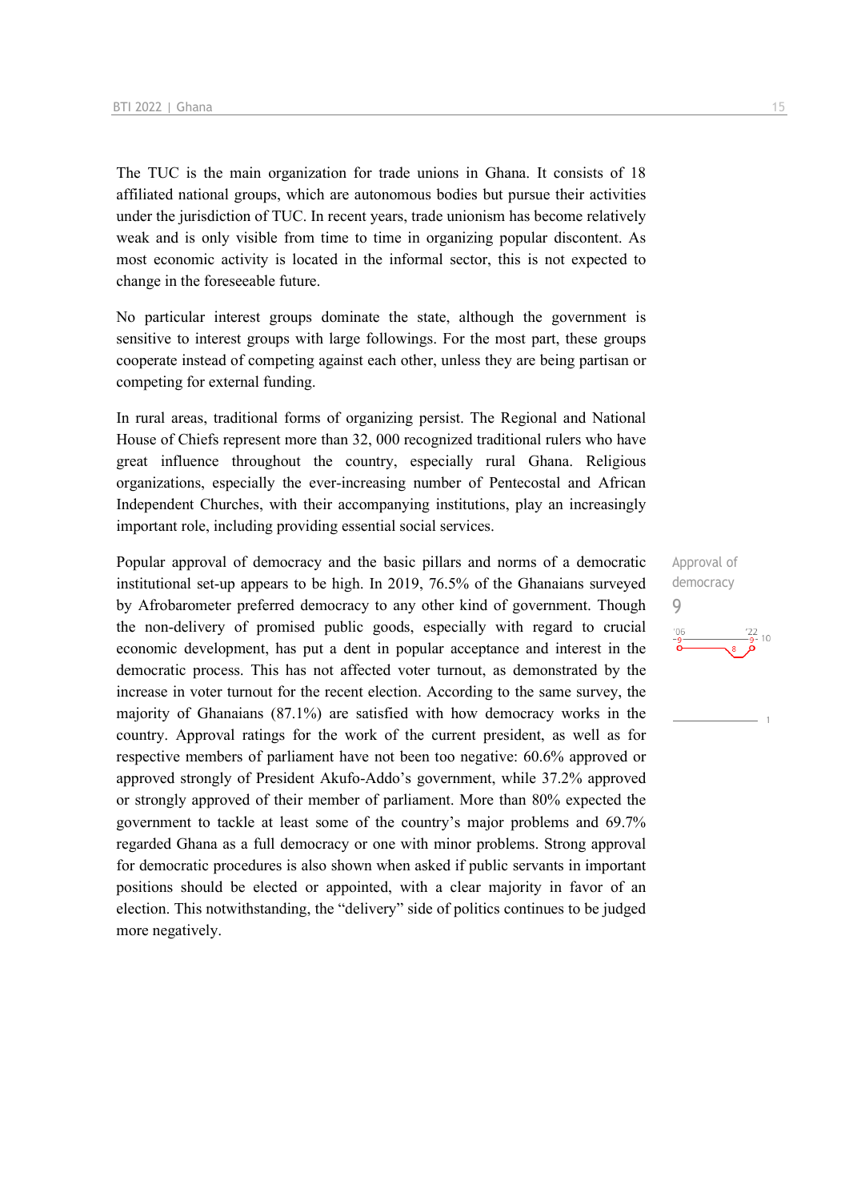The TUC is the main organization for trade unions in Ghana. It consists of 18 affiliated national groups, which are autonomous bodies but pursue their activities under the jurisdiction of TUC. In recent years, trade unionism has become relatively weak and is only visible from time to time in organizing popular discontent. As most economic activity is located in the informal sector, this is not expected to change in the foreseeable future.

No particular interest groups dominate the state, although the government is sensitive to interest groups with large followings. For the most part, these groups cooperate instead of competing against each other, unless they are being partisan or competing for external funding.

In rural areas, traditional forms of organizing persist. The Regional and National House of Chiefs represent more than 32, 000 recognized traditional rulers who have great influence throughout the country, especially rural Ghana. Religious organizations, especially the ever-increasing number of Pentecostal and African Independent Churches, with their accompanying institutions, play an increasingly important role, including providing essential social services.

Approval of democracy

9

Popular approval of democracy and the basic pillars and norms of a democratic institutional set-up appears to be high. In 2019, 76.5% of the Ghanaians surveyed by Afrobarometer preferred democracy to any other kind of government. Though the non-delivery of promised public goods, especially with regard to crucial economic development, has put a dent in popular acceptance and interest in the democratic process. This has not affected voter turnout, as demonstrated by the increase in voter turnout for the recent election. According to the same survey, the majority of Ghanaians (87.1%) are satisfied with how democracy works in the country. Approval ratings for the work of the current president, as well as for respective members of parliament have not been too negative: 60.6% approved or approved strongly of President Akufo-Addo's government, while 37.2% approved or strongly approved of their member of parliament. More than 80% expected the government to tackle at least some of the country's major problems and 69.7% regarded Ghana as a full democracy or one with minor problems. Strong approval for democratic procedures is also shown when asked if public servants in important positions should be elected or appointed, with a clear majority in favor of an election. This notwithstanding, the "delivery" side of politics continues to be judged more negatively.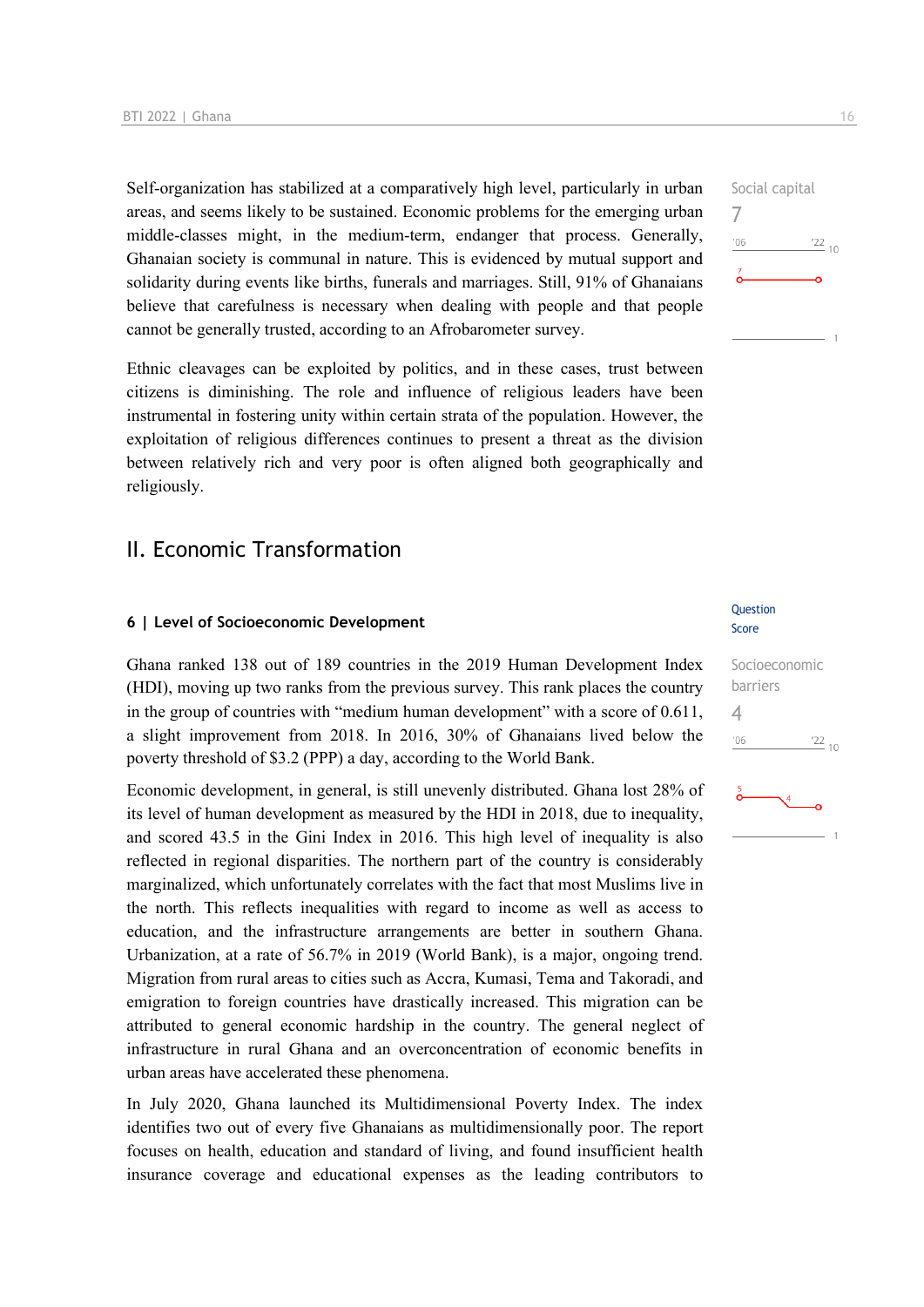Self-organization has stabilized at a comparatively high level, particularly in urban areas, and seems likely to be sustained. Economic problems for the emerging urban middle-classes might, in the medium-term, endanger that process. Generally, Ghanaian society is communal in nature. This is evidenced by mutual support and solidarity during events like births, funerals and marriages. Still, 91% of Ghanaians believe that carefulness is necessary when dealing with people and that people cannot be generally trusted, according to an Afrobarometer survey.

Social capital
7

Ethnic cleavages can be exploited by politics, and in these cases, trust between citizens is diminishing. The role and influence of religious leaders have been instrumental in fostering unity within certain strata of the population. However, the exploitation of religious differences continues to present a threat as the division between relatively rich and very poor is often aligned both geographically and religiously.

## II. Economic Transformation

### 6 | Level of Socioeconomic Development

Question Score

Socioeconomic barriers
4

Ghana ranked 138 out of 189 countries in the 2019 Human Development Index (HDI), moving up two ranks from the previous survey. This rank places the country in the group of countries with "medium human development" with a score of 0.611, a slight improvement from 2018. In 2016, 30% of Ghanaians lived below the poverty threshold of $3.2 (PPP) a day, according to the World Bank.

Economic development, in general, is still unevenly distributed. Ghana lost 28% of its level of human development as measured by the HDI in 2018, due to inequality, and scored 43.5 in the Gini Index in 2016. This high level of inequality is also reflected in regional disparities. The northern part of the country is considerably marginalized, which unfortunately correlates with the fact that most Muslims live in the north. This reflects inequalities with regard to income as well as access to education, and the infrastructure arrangements are better in southern Ghana. Urbanization, at a rate of 56.7% in 2019 (World Bank), is a major, ongoing trend. Migration from rural areas to cities such as Accra, Kumasi, Tema and Takoradi, and emigration to foreign countries have drastically increased. This migration can be attributed to general economic hardship in the country. The general neglect of infrastructure in rural Ghana and an overconcentration of economic benefits in urban areas have accelerated these phenomena.

In July 2020, Ghana launched its Multidimensional Poverty Index. The index identifies two out of every five Ghanaians as multidimensionally poor. The report focuses on health, education and standard of living, and found insufficient health insurance coverage and educational expenses as the leading contributors to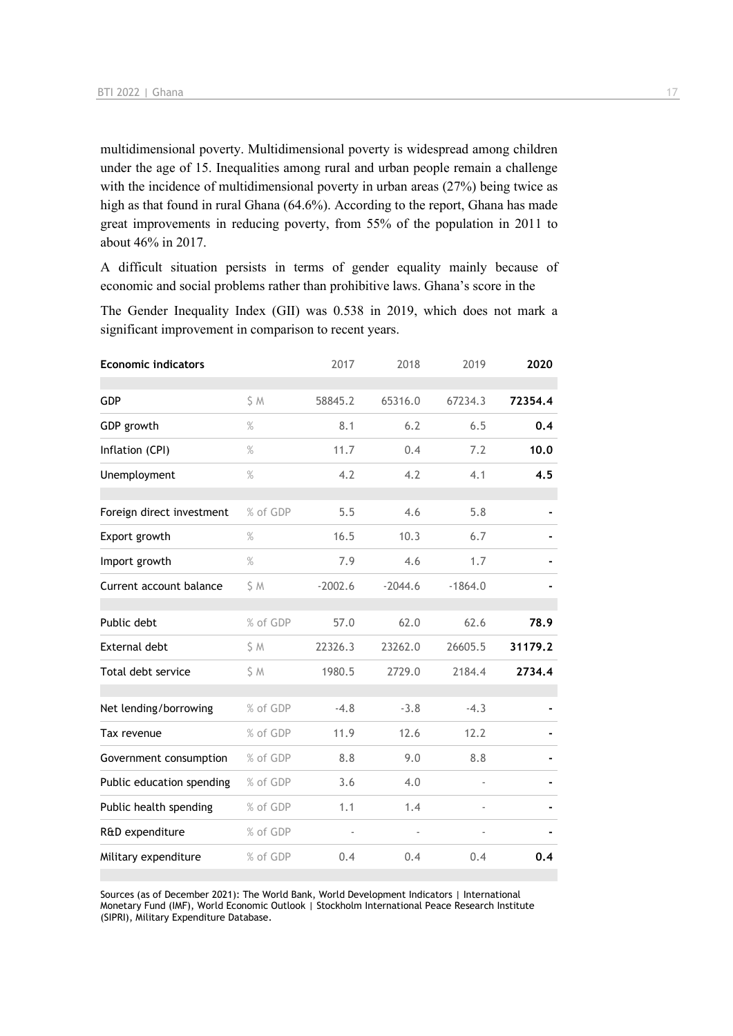multidimensional poverty. Multidimensional poverty is widespread among children under the age of 15. Inequalities among rural and urban people remain a challenge with the incidence of multidimensional poverty in urban areas (27%) being twice as high as that found in rural Ghana (64.6%). According to the report, Ghana has made great improvements in reducing poverty, from 55% of the population in 2011 to about 46% in 2017.

A difficult situation persists in terms of gender equality mainly because of economic and social problems rather than prohibitive laws. Ghana's score in the

The Gender Inequality Index (GII) was 0.538 in 2019, which does not mark a significant improvement in comparison to recent years.

| Economic indicators | | 2017 | 2018 | 2019 | **2020** |
|---|---|---|---|---|---|
| GDP | $ M | 58845.2 | 65316.0 | 67234.3 | **72354.4** |
| GDP growth | % | 8.1 | 6.2 | 6.5 | **0.4** |
| Inflation (CPI) | % | 11.7 | 0.4 | 7.2 | **10.0** |
| Unemployment | % | 4.2 | 4.2 | 4.1 | **4.5** |
| Foreign direct investment | % of GDP | 5.5 | 4.6 | 5.8 | **-** |
| Export growth | % | 16.5 | 10.3 | 6.7 | **-** |
| Import growth | % | 7.9 | 4.6 | 1.7 | **-** |
| Current account balance | $ M | -2002.6 | -2044.6 | -1864.0 | **-** |
| Public debt | % of GDP | 57.0 | 62.0 | 62.6 | **78.9** |
| External debt | $ M | 22326.3 | 23262.0 | 26605.5 | **31179.2** |
| Total debt service | $ M | 1980.5 | 2729.0 | 2184.4 | **2734.4** |
| Net lending/borrowing | % of GDP | -4.8 | -3.8 | -4.3 | **-** |
| Tax revenue | % of GDP | 11.9 | 12.6 | 12.2 | **-** |
| Government consumption | % of GDP | 8.8 | 9.0 | 8.8 | **-** |
| Public education spending | % of GDP | 3.6 | 4.0 | - | **-** |
| Public health spending | % of GDP | 1.1 | 1.4 | - | **-** |
| R&D expenditure | % of GDP | - | - | - | **-** |
| Military expenditure | % of GDP | 0.4 | 0.4 | 0.4 | **0.4** |

Sources (as of December 2021): The World Bank, World Development Indicators | International Monetary Fund (IMF), World Economic Outlook | Stockholm International Peace Research Institute (SIPRI), Military Expenditure Database.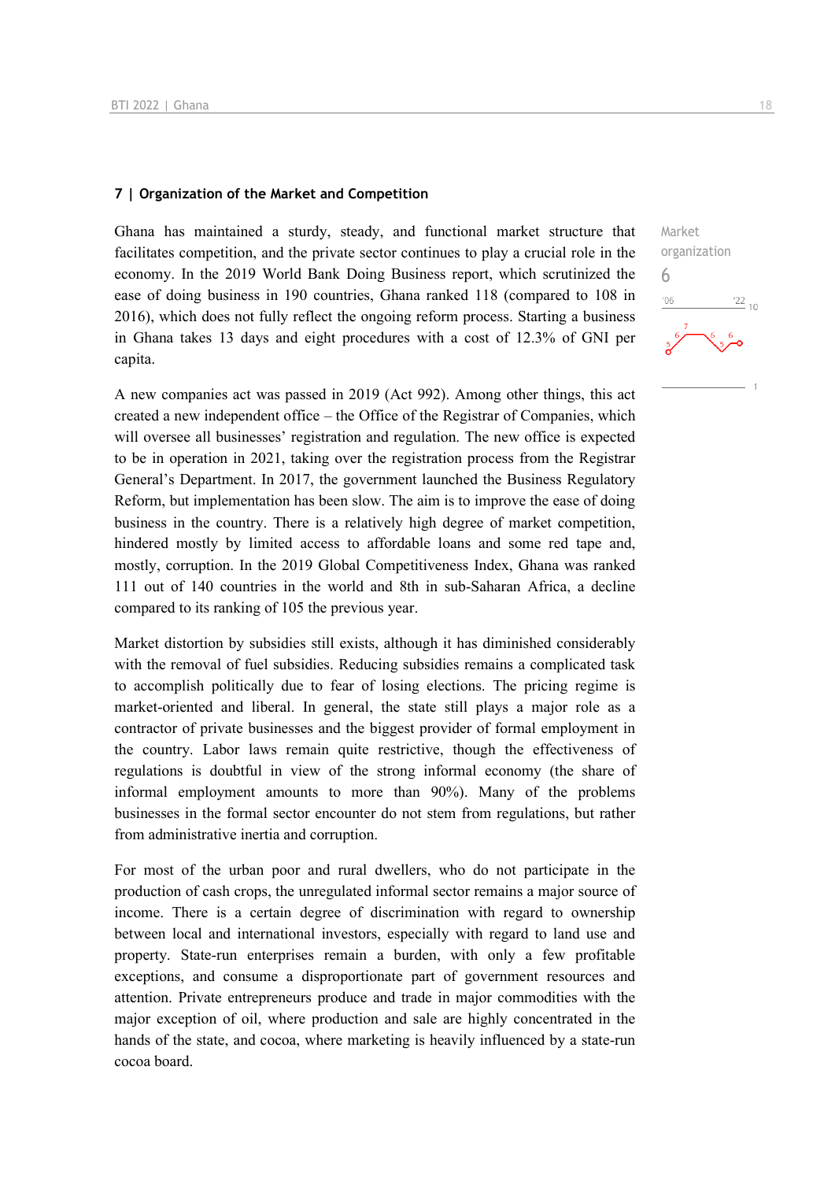## 7 | Organization of the Market and Competition

Market organization
6

Ghana has maintained a sturdy, steady, and functional market structure that facilitates competition, and the private sector continues to play a crucial role in the economy. In the 2019 World Bank Doing Business report, which scrutinized the ease of doing business in 190 countries, Ghana ranked 118 (compared to 108 in 2016), which does not fully reflect the ongoing reform process. Starting a business in Ghana takes 13 days and eight procedures with a cost of 12.3% of GNI per capita.

A new companies act was passed in 2019 (Act 992). Among other things, this act created a new independent office – the Office of the Registrar of Companies, which will oversee all businesses' registration and regulation. The new office is expected to be in operation in 2021, taking over the registration process from the Registrar General's Department. In 2017, the government launched the Business Regulatory Reform, but implementation has been slow. The aim is to improve the ease of doing business in the country. There is a relatively high degree of market competition, hindered mostly by limited access to affordable loans and some red tape and, mostly, corruption. In the 2019 Global Competitiveness Index, Ghana was ranked 111 out of 140 countries in the world and 8th in sub-Saharan Africa, a decline compared to its ranking of 105 the previous year.

Market distortion by subsidies still exists, although it has diminished considerably with the removal of fuel subsidies. Reducing subsidies remains a complicated task to accomplish politically due to fear of losing elections. The pricing regime is market-oriented and liberal. In general, the state still plays a major role as a contractor of private businesses and the biggest provider of formal employment in the country. Labor laws remain quite restrictive, though the effectiveness of regulations is doubtful in view of the strong informal economy (the share of informal employment amounts to more than 90%). Many of the problems businesses in the formal sector encounter do not stem from regulations, but rather from administrative inertia and corruption.

For most of the urban poor and rural dwellers, who do not participate in the production of cash crops, the unregulated informal sector remains a major source of income. There is a certain degree of discrimination with regard to ownership between local and international investors, especially with regard to land use and property. State-run enterprises remain a burden, with only a few profitable exceptions, and consume a disproportionate part of government resources and attention. Private entrepreneurs produce and trade in major commodities with the major exception of oil, where production and sale are highly concentrated in the hands of the state, and cocoa, where marketing is heavily influenced by a state-run cocoa board.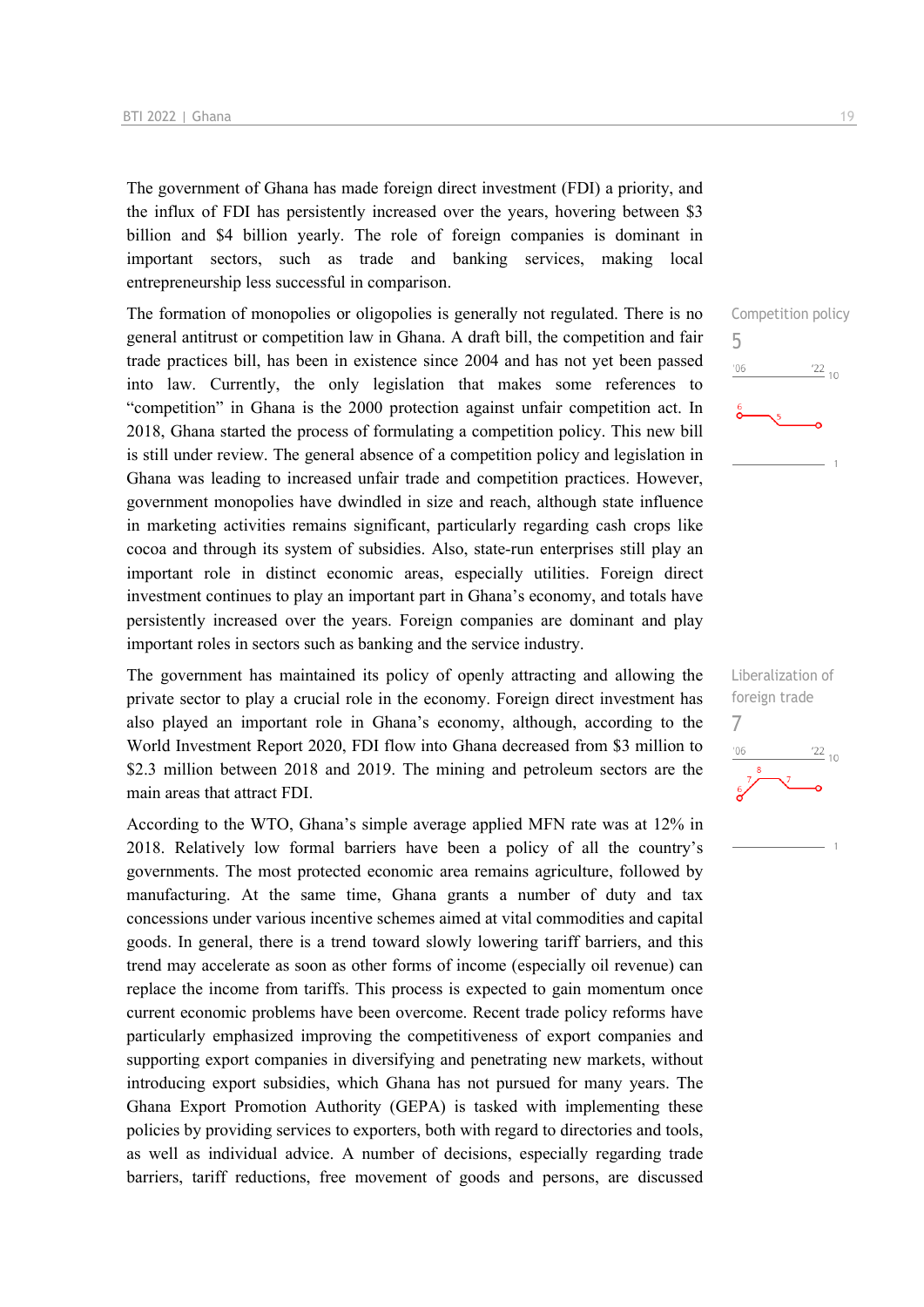The government of Ghana has made foreign direct investment (FDI) a priority, and the influx of FDI has persistently increased over the years, hovering between $3 billion and $4 billion yearly. The role of foreign companies is dominant in important sectors, such as trade and banking services, making local entrepreneurship less successful in comparison.

Competition policy
5

The formation of monopolies or oligopolies is generally not regulated. There is no general antitrust or competition law in Ghana. A draft bill, the competition and fair trade practices bill, has been in existence since 2004 and has not yet been passed into law. Currently, the only legislation that makes some references to "competition" in Ghana is the 2000 protection against unfair competition act. In 2018, Ghana started the process of formulating a competition policy. This new bill is still under review. The general absence of a competition policy and legislation in Ghana was leading to increased unfair trade and competition practices. However, government monopolies have dwindled in size and reach, although state influence in marketing activities remains significant, particularly regarding cash crops like cocoa and through its system of subsidies. Also, state-run enterprises still play an important role in distinct economic areas, especially utilities. Foreign direct investment continues to play an important part in Ghana's economy, and totals have persistently increased over the years. Foreign companies are dominant and play important roles in sectors such as banking and the service industry.

Liberalization of foreign trade
7

The government has maintained its policy of openly attracting and allowing the private sector to play a crucial role in the economy. Foreign direct investment has also played an important role in Ghana's economy, although, according to the World Investment Report 2020, FDI flow into Ghana decreased from $3 million to $2.3 million between 2018 and 2019. The mining and petroleum sectors are the main areas that attract FDI.

According to the WTO, Ghana's simple average applied MFN rate was at 12% in 2018. Relatively low formal barriers have been a policy of all the country's governments. The most protected economic area remains agriculture, followed by manufacturing. At the same time, Ghana grants a number of duty and tax concessions under various incentive schemes aimed at vital commodities and capital goods. In general, there is a trend toward slowly lowering tariff barriers, and this trend may accelerate as soon as other forms of income (especially oil revenue) can replace the income from tariffs. This process is expected to gain momentum once current economic problems have been overcome. Recent trade policy reforms have particularly emphasized improving the competitiveness of export companies and supporting export companies in diversifying and penetrating new markets, without introducing export subsidies, which Ghana has not pursued for many years. The Ghana Export Promotion Authority (GEPA) is tasked with implementing these policies by providing services to exporters, both with regard to directories and tools, as well as individual advice. A number of decisions, especially regarding trade barriers, tariff reductions, free movement of goods and persons, are discussed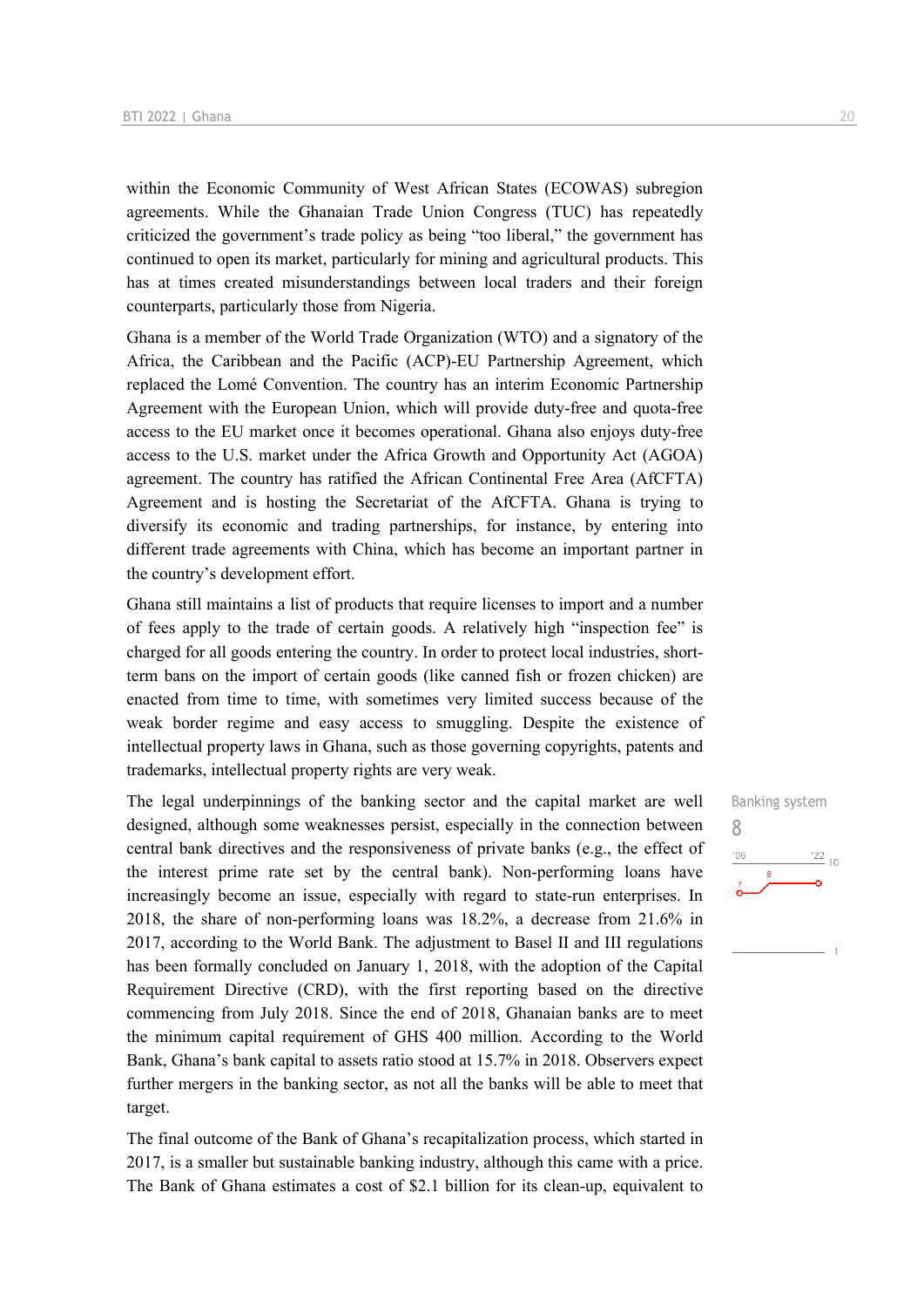within the Economic Community of West African States (ECOWAS) subregion agreements. While the Ghanaian Trade Union Congress (TUC) has repeatedly criticized the government's trade policy as being "too liberal," the government has continued to open its market, particularly for mining and agricultural products. This has at times created misunderstandings between local traders and their foreign counterparts, particularly those from Nigeria.

Ghana is a member of the World Trade Organization (WTO) and a signatory of the Africa, the Caribbean and the Pacific (ACP)-EU Partnership Agreement, which replaced the Lomé Convention. The country has an interim Economic Partnership Agreement with the European Union, which will provide duty-free and quota-free access to the EU market once it becomes operational. Ghana also enjoys duty-free access to the U.S. market under the Africa Growth and Opportunity Act (AGOA) agreement. The country has ratified the African Continental Free Area (AfCFTA) Agreement and is hosting the Secretariat of the AfCFTA. Ghana is trying to diversify its economic and trading partnerships, for instance, by entering into different trade agreements with China, which has become an important partner in the country's development effort.

Ghana still maintains a list of products that require licenses to import and a number of fees apply to the trade of certain goods. A relatively high "inspection fee" is charged for all goods entering the country. In order to protect local industries, short-term bans on the import of certain goods (like canned fish or frozen chicken) are enacted from time to time, with sometimes very limited success because of the weak border regime and easy access to smuggling. Despite the existence of intellectual property laws in Ghana, such as those governing copyrights, patents and trademarks, intellectual property rights are very weak.

Banking system
8

The legal underpinnings of the banking sector and the capital market are well designed, although some weaknesses persist, especially in the connection between central bank directives and the responsiveness of private banks (e.g., the effect of the interest prime rate set by the central bank). Non-performing loans have increasingly become an issue, especially with regard to state-run enterprises. In 2018, the share of non-performing loans was 18.2%, a decrease from 21.6% in 2017, according to the World Bank. The adjustment to Basel II and III regulations has been formally concluded on January 1, 2018, with the adoption of the Capital Requirement Directive (CRD), with the first reporting based on the directive commencing from July 2018. Since the end of 2018, Ghanaian banks are to meet the minimum capital requirement of GHS 400 million. According to the World Bank, Ghana's bank capital to assets ratio stood at 15.7% in 2018. Observers expect further mergers in the banking sector, as not all the banks will be able to meet that target.

The final outcome of the Bank of Ghana's recapitalization process, which started in 2017, is a smaller but sustainable banking industry, although this came with a price. The Bank of Ghana estimates a cost of $2.1 billion for its clean-up, equivalent to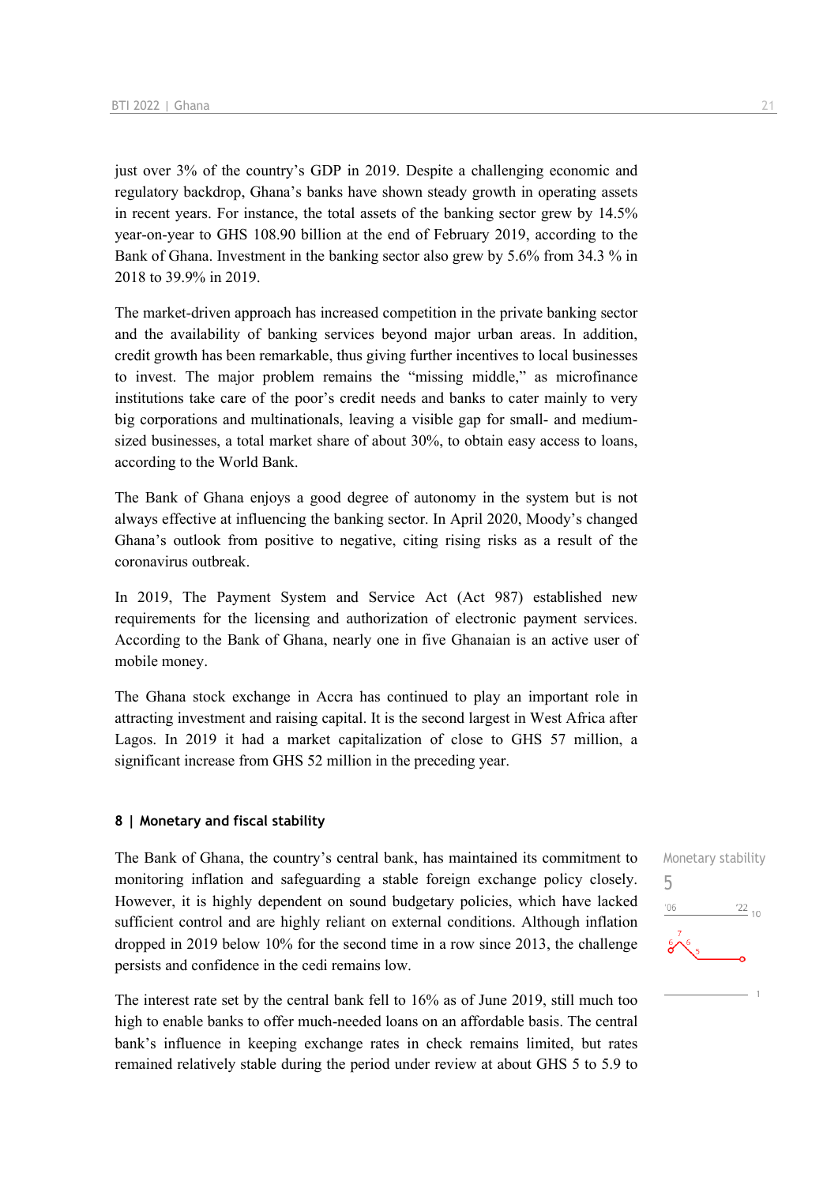just over 3% of the country's GDP in 2019. Despite a challenging economic and regulatory backdrop, Ghana's banks have shown steady growth in operating assets in recent years. For instance, the total assets of the banking sector grew by 14.5% year-on-year to GHS 108.90 billion at the end of February 2019, according to the Bank of Ghana. Investment in the banking sector also grew by 5.6% from 34.3 % in 2018 to 39.9% in 2019.

The market-driven approach has increased competition in the private banking sector and the availability of banking services beyond major urban areas. In addition, credit growth has been remarkable, thus giving further incentives to local businesses to invest. The major problem remains the "missing middle," as microfinance institutions take care of the poor's credit needs and banks to cater mainly to very big corporations and multinationals, leaving a visible gap for small- and medium-sized businesses, a total market share of about 30%, to obtain easy access to loans, according to the World Bank.

The Bank of Ghana enjoys a good degree of autonomy in the system but is not always effective at influencing the banking sector. In April 2020, Moody's changed Ghana's outlook from positive to negative, citing rising risks as a result of the coronavirus outbreak.

In 2019, The Payment System and Service Act (Act 987) established new requirements for the licensing and authorization of electronic payment services. According to the Bank of Ghana, nearly one in five Ghanaian is an active user of mobile money.

The Ghana stock exchange in Accra has continued to play an important role in attracting investment and raising capital. It is the second largest in West Africa after Lagos. In 2019 it had a market capitalization of close to GHS 57 million, a significant increase from GHS 52 million in the preceding year.

## 8 | Monetary and fiscal stability

Monetary stability
5

The Bank of Ghana, the country's central bank, has maintained its commitment to monitoring inflation and safeguarding a stable foreign exchange policy closely. However, it is highly dependent on sound budgetary policies, which have lacked sufficient control and are highly reliant on external conditions. Although inflation dropped in 2019 below 10% for the second time in a row since 2013, the challenge persists and confidence in the cedi remains low.

The interest rate set by the central bank fell to 16% as of June 2019, still much too high to enable banks to offer much-needed loans on an affordable basis. The central bank's influence in keeping exchange rates in check remains limited, but rates remained relatively stable during the period under review at about GHS 5 to 5.9 to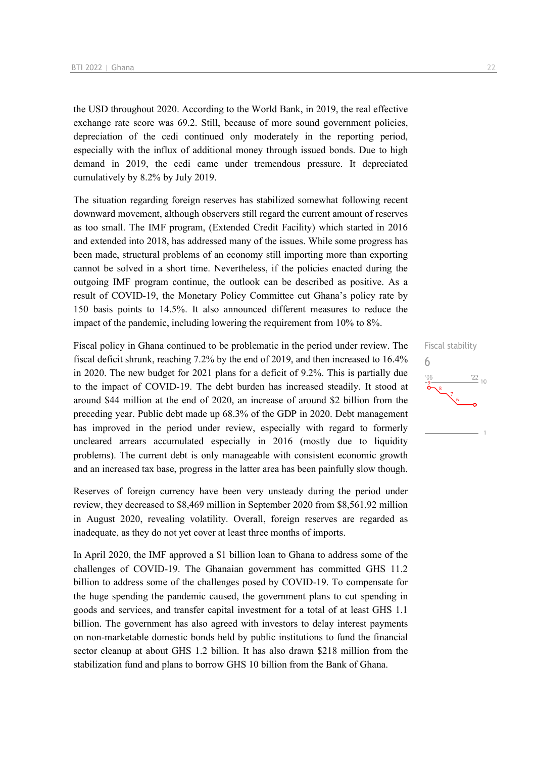the USD throughout 2020. According to the World Bank, in 2019, the real effective exchange rate score was 69.2. Still, because of more sound government policies, depreciation of the cedi continued only moderately in the reporting period, especially with the influx of additional money through issued bonds. Due to high demand in 2019, the cedi came under tremendous pressure. It depreciated cumulatively by 8.2% by July 2019.

The situation regarding foreign reserves has stabilized somewhat following recent downward movement, although observers still regard the current amount of reserves as too small. The IMF program, (Extended Credit Facility) which started in 2016 and extended into 2018, has addressed many of the issues. While some progress has been made, structural problems of an economy still importing more than exporting cannot be solved in a short time. Nevertheless, if the policies enacted during the outgoing IMF program continue, the outlook can be described as positive. As a result of COVID-19, the Monetary Policy Committee cut Ghana's policy rate by 150 basis points to 14.5%. It also announced different measures to reduce the impact of the pandemic, including lowering the requirement from 10% to 8%.

Fiscal stability
6

Fiscal policy in Ghana continued to be problematic in the period under review. The fiscal deficit shrunk, reaching 7.2% by the end of 2019, and then increased to 16.4% in 2020. The new budget for 2021 plans for a deficit of 9.2%. This is partially due to the impact of COVID-19. The debt burden has increased steadily. It stood at around $44 million at the end of 2020, an increase of around $2 billion from the preceding year. Public debt made up 68.3% of the GDP in 2020. Debt management has improved in the period under review, especially with regard to formerly uncleared arrears accumulated especially in 2016 (mostly due to liquidity problems). The current debt is only manageable with consistent economic growth and an increased tax base, progress in the latter area has been painfully slow though.

Reserves of foreign currency have been very unsteady during the period under review, they decreased to $8,469 million in September 2020 from $8,561.92 million in August 2020, revealing volatility. Overall, foreign reserves are regarded as inadequate, as they do not yet cover at least three months of imports.

In April 2020, the IMF approved a $1 billion loan to Ghana to address some of the challenges of COVID-19. The Ghanaian government has committed GHS 11.2 billion to address some of the challenges posed by COVID-19. To compensate for the huge spending the pandemic caused, the government plans to cut spending in goods and services, and transfer capital investment for a total of at least GHS 1.1 billion. The government has also agreed with investors to delay interest payments on non-marketable domestic bonds held by public institutions to fund the financial sector cleanup at about GHS 1.2 billion. It has also drawn $218 million from the stabilization fund and plans to borrow GHS 10 billion from the Bank of Ghana.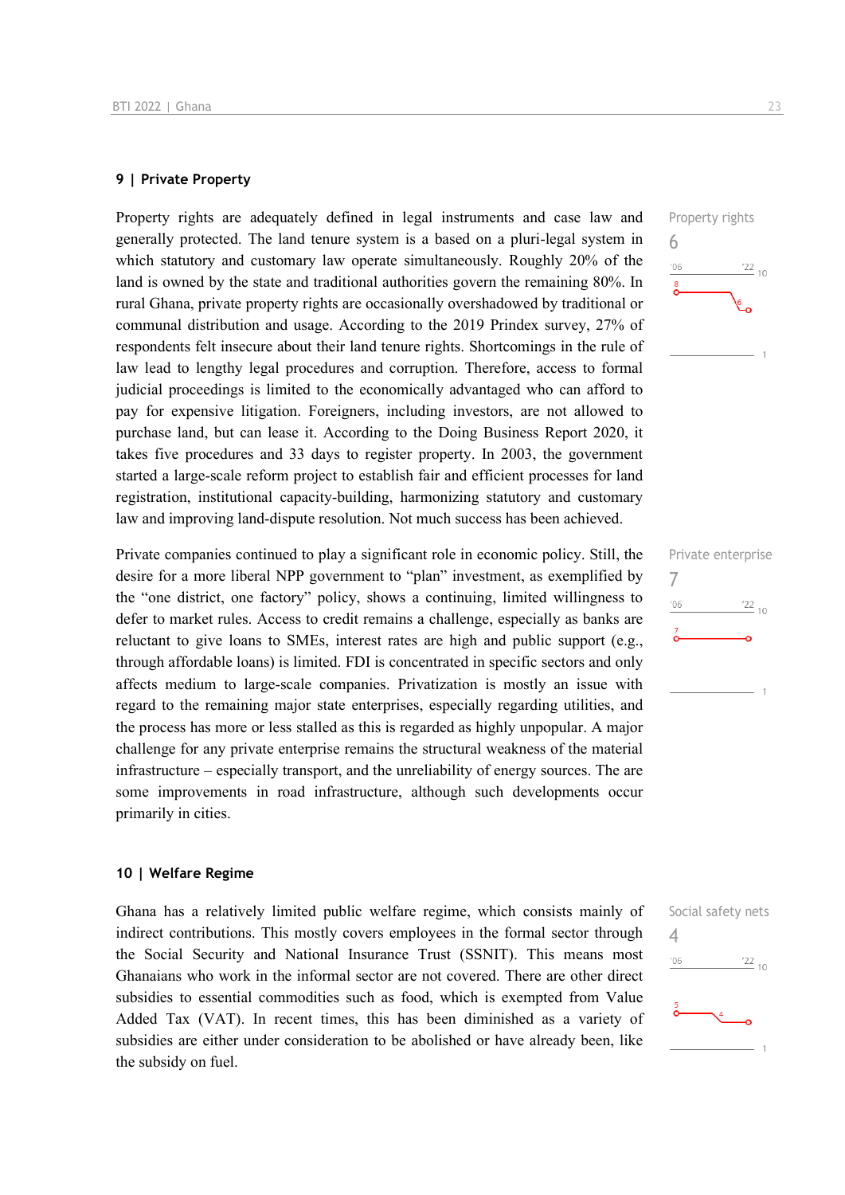## 9 | Private Property

Property rights

6

Property rights are adequately defined in legal instruments and case law and generally protected. The land tenure system is a based on a pluri-legal system in which statutory and customary law operate simultaneously. Roughly 20% of the land is owned by the state and traditional authorities govern the remaining 80%. In rural Ghana, private property rights are occasionally overshadowed by traditional or communal distribution and usage. According to the 2019 Prindex survey, 27% of respondents felt insecure about their land tenure rights. Shortcomings in the rule of law lead to lengthy legal procedures and corruption. Therefore, access to formal judicial proceedings is limited to the economically advantaged who can afford to pay for expensive litigation. Foreigners, including investors, are not allowed to purchase land, but can lease it. According to the Doing Business Report 2020, it takes five procedures and 33 days to register property. In 2003, the government started a large-scale reform project to establish fair and efficient processes for land registration, institutional capacity-building, harmonizing statutory and customary law and improving land-dispute resolution. Not much success has been achieved.

Private enterprise

7

Private companies continued to play a significant role in economic policy. Still, the desire for a more liberal NPP government to "plan" investment, as exemplified by the "one district, one factory" policy, shows a continuing, limited willingness to defer to market rules. Access to credit remains a challenge, especially as banks are reluctant to give loans to SMEs, interest rates are high and public support (e.g., through affordable loans) is limited. FDI is concentrated in specific sectors and only affects medium to large-scale companies. Privatization is mostly an issue with regard to the remaining major state enterprises, especially regarding utilities, and the process has more or less stalled as this is regarded as highly unpopular. A major challenge for any private enterprise remains the structural weakness of the material infrastructure – especially transport, and the unreliability of energy sources. The are some improvements in road infrastructure, although such developments occur primarily in cities.

## 10 | Welfare Regime

Social safety nets

4

Ghana has a relatively limited public welfare regime, which consists mainly of indirect contributions. This mostly covers employees in the formal sector through the Social Security and National Insurance Trust (SSNIT). This means most Ghanaians who work in the informal sector are not covered. There are other direct subsidies to essential commodities such as food, which is exempted from Value Added Tax (VAT). In recent times, this has been diminished as a variety of subsidies are either under consideration to be abolished or have already been, like the subsidy on fuel.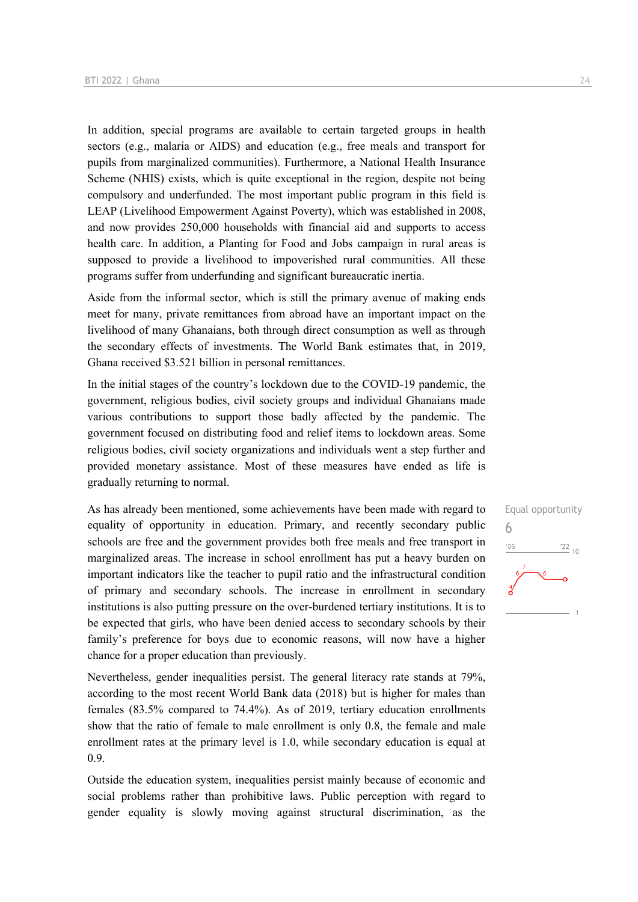In addition, special programs are available to certain targeted groups in health sectors (e.g., malaria or AIDS) and education (e.g., free meals and transport for pupils from marginalized communities). Furthermore, a National Health Insurance Scheme (NHIS) exists, which is quite exceptional in the region, despite not being compulsory and underfunded. The most important public program in this field is LEAP (Livelihood Empowerment Against Poverty), which was established in 2008, and now provides 250,000 households with financial aid and supports to access health care. In addition, a Planting for Food and Jobs campaign in rural areas is supposed to provide a livelihood to impoverished rural communities. All these programs suffer from underfunding and significant bureaucratic inertia.

Aside from the informal sector, which is still the primary avenue of making ends meet for many, private remittances from abroad have an important impact on the livelihood of many Ghanaians, both through direct consumption as well as through the secondary effects of investments. The World Bank estimates that, in 2019, Ghana received $3.521 billion in personal remittances.

In the initial stages of the country's lockdown due to the COVID-19 pandemic, the government, religious bodies, civil society groups and individual Ghanaians made various contributions to support those badly affected by the pandemic. The government focused on distributing food and relief items to lockdown areas. Some religious bodies, civil society organizations and individuals went a step further and provided monetary assistance. Most of these measures have ended as life is gradually returning to normal.

Equal opportunity

6

As has already been mentioned, some achievements have been made with regard to equality of opportunity in education. Primary, and recently secondary public schools are free and the government provides both free meals and free transport in marginalized areas. The increase in school enrollment has put a heavy burden on important indicators like the teacher to pupil ratio and the infrastructural condition of primary and secondary schools. The increase in enrollment in secondary institutions is also putting pressure on the over-burdened tertiary institutions. It is to be expected that girls, who have been denied access to secondary schools by their family's preference for boys due to economic reasons, will now have a higher chance for a proper education than previously.

Nevertheless, gender inequalities persist. The general literacy rate stands at 79%, according to the most recent World Bank data (2018) but is higher for males than females (83.5% compared to 74.4%). As of 2019, tertiary education enrollments show that the ratio of female to male enrollment is only 0.8, the female and male enrollment rates at the primary level is 1.0, while secondary education is equal at 0.9.

Outside the education system, inequalities persist mainly because of economic and social problems rather than prohibitive laws. Public perception with regard to gender equality is slowly moving against structural discrimination, as the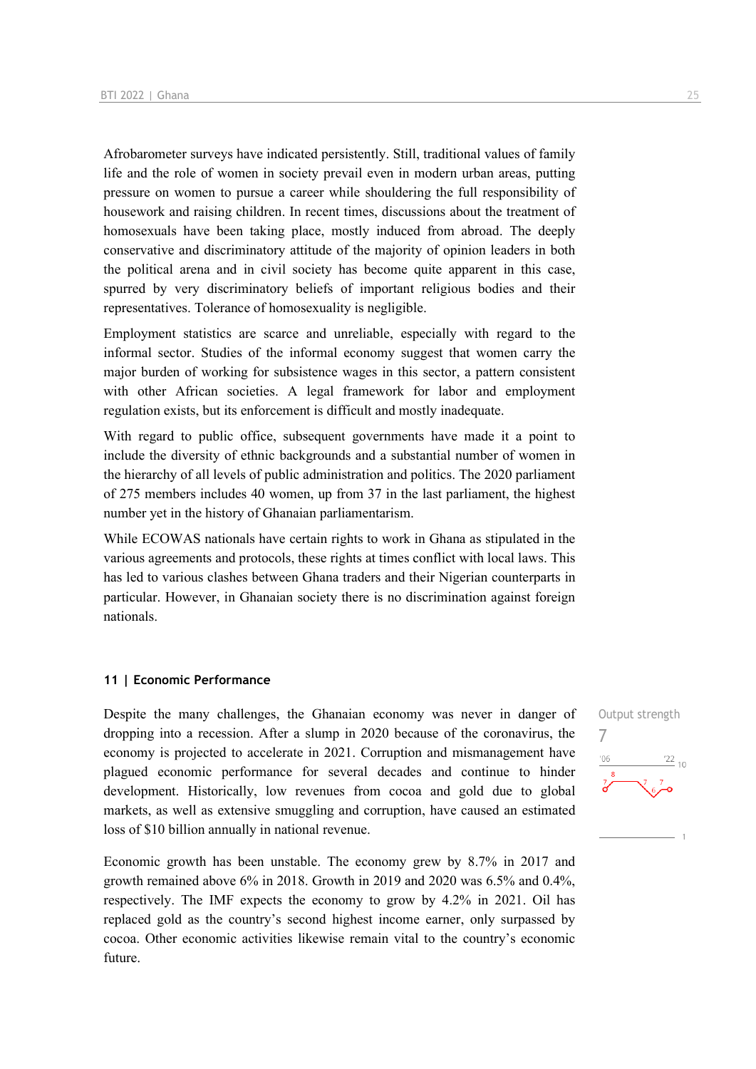Afrobarometer surveys have indicated persistently. Still, traditional values of family life and the role of women in society prevail even in modern urban areas, putting pressure on women to pursue a career while shouldering the full responsibility of housework and raising children. In recent times, discussions about the treatment of homosexuals have been taking place, mostly induced from abroad. The deeply conservative and discriminatory attitude of the majority of opinion leaders in both the political arena and in civil society has become quite apparent in this case, spurred by very discriminatory beliefs of important religious bodies and their representatives. Tolerance of homosexuality is negligible.

Employment statistics are scarce and unreliable, especially with regard to the informal sector. Studies of the informal economy suggest that women carry the major burden of working for subsistence wages in this sector, a pattern consistent with other African societies. A legal framework for labor and employment regulation exists, but its enforcement is difficult and mostly inadequate.

With regard to public office, subsequent governments have made it a point to include the diversity of ethnic backgrounds and a substantial number of women in the hierarchy of all levels of public administration and politics. The 2020 parliament of 275 members includes 40 women, up from 37 in the last parliament, the highest number yet in the history of Ghanaian parliamentarism.

While ECOWAS nationals have certain rights to work in Ghana as stipulated in the various agreements and protocols, these rights at times conflict with local laws. This has led to various clashes between Ghana traders and their Nigerian counterparts in particular. However, in Ghanaian society there is no discrimination against foreign nationals.

## 11 | Economic Performance

Output strength
7

Despite the many challenges, the Ghanaian economy was never in danger of dropping into a recession. After a slump in 2020 because of the coronavirus, the economy is projected to accelerate in 2021. Corruption and mismanagement have plagued economic performance for several decades and continue to hinder development. Historically, low revenues from cocoa and gold due to global markets, as well as extensive smuggling and corruption, have caused an estimated loss of $10 billion annually in national revenue.

Economic growth has been unstable. The economy grew by 8.7% in 2017 and growth remained above 6% in 2018. Growth in 2019 and 2020 was 6.5% and 0.4%, respectively. The IMF expects the economy to grow by 4.2% in 2021. Oil has replaced gold as the country's second highest income earner, only surpassed by cocoa. Other economic activities likewise remain vital to the country's economic future.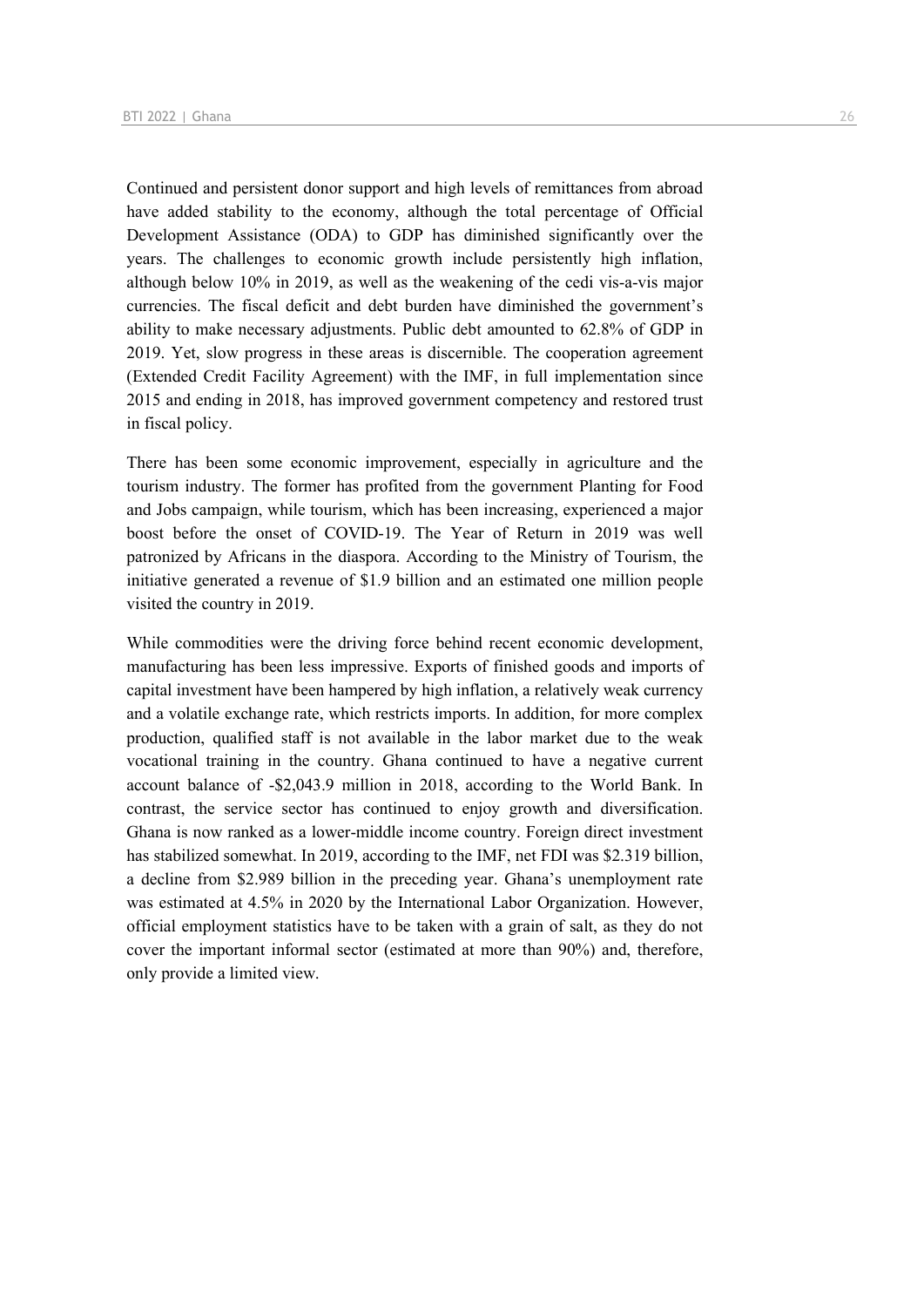Continued and persistent donor support and high levels of remittances from abroad have added stability to the economy, although the total percentage of Official Development Assistance (ODA) to GDP has diminished significantly over the years. The challenges to economic growth include persistently high inflation, although below 10% in 2019, as well as the weakening of the cedi vis-a-vis major currencies. The fiscal deficit and debt burden have diminished the government's ability to make necessary adjustments. Public debt amounted to 62.8% of GDP in 2019. Yet, slow progress in these areas is discernible. The cooperation agreement (Extended Credit Facility Agreement) with the IMF, in full implementation since 2015 and ending in 2018, has improved government competency and restored trust in fiscal policy.

There has been some economic improvement, especially in agriculture and the tourism industry. The former has profited from the government Planting for Food and Jobs campaign, while tourism, which has been increasing, experienced a major boost before the onset of COVID-19. The Year of Return in 2019 was well patronized by Africans in the diaspora. According to the Ministry of Tourism, the initiative generated a revenue of $1.9 billion and an estimated one million people visited the country in 2019.

While commodities were the driving force behind recent economic development, manufacturing has been less impressive. Exports of finished goods and imports of capital investment have been hampered by high inflation, a relatively weak currency and a volatile exchange rate, which restricts imports. In addition, for more complex production, qualified staff is not available in the labor market due to the weak vocational training in the country. Ghana continued to have a negative current account balance of -$2,043.9 million in 2018, according to the World Bank. In contrast, the service sector has continued to enjoy growth and diversification. Ghana is now ranked as a lower-middle income country. Foreign direct investment has stabilized somewhat. In 2019, according to the IMF, net FDI was $2.319 billion, a decline from $2.989 billion in the preceding year. Ghana's unemployment rate was estimated at 4.5% in 2020 by the International Labor Organization. However, official employment statistics have to be taken with a grain of salt, as they do not cover the important informal sector (estimated at more than 90%) and, therefore, only provide a limited view.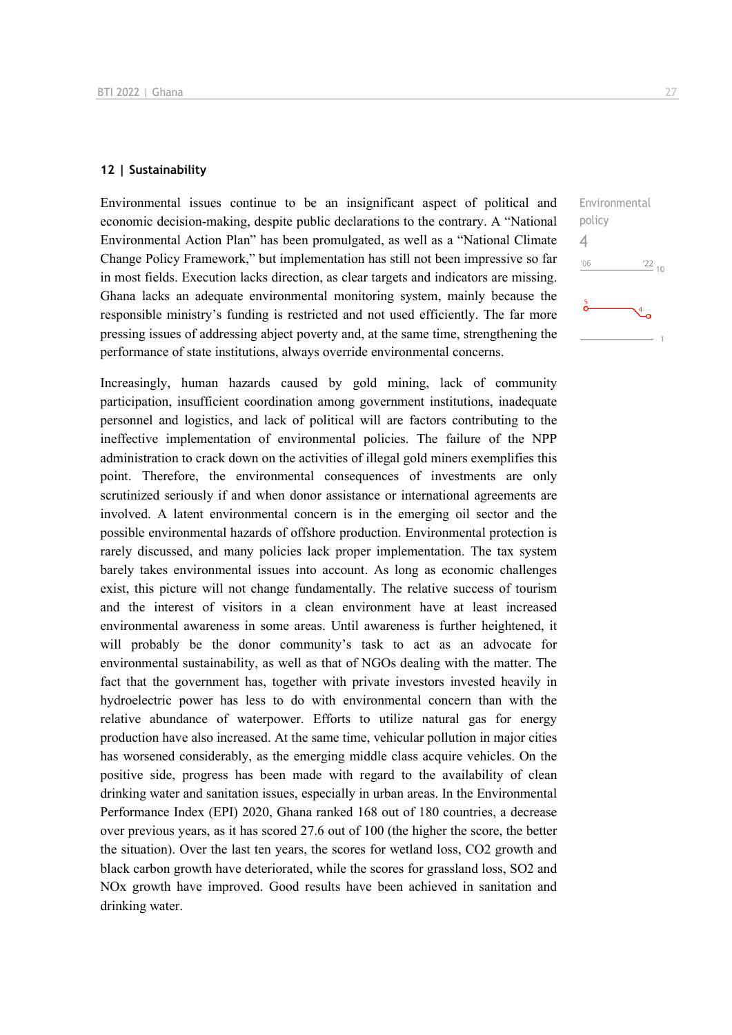## 12 | Sustainability

Environmental policy
4

Environmental issues continue to be an insignificant aspect of political and economic decision-making, despite public declarations to the contrary. A "National Environmental Action Plan" has been promulgated, as well as a "National Climate Change Policy Framework," but implementation has still not been impressive so far in most fields. Execution lacks direction, as clear targets and indicators are missing. Ghana lacks an adequate environmental monitoring system, mainly because the responsible ministry's funding is restricted and not used efficiently. The far more pressing issues of addressing abject poverty and, at the same time, strengthening the performance of state institutions, always override environmental concerns.

Increasingly, human hazards caused by gold mining, lack of community participation, insufficient coordination among government institutions, inadequate personnel and logistics, and lack of political will are factors contributing to the ineffective implementation of environmental policies. The failure of the NPP administration to crack down on the activities of illegal gold miners exemplifies this point. Therefore, the environmental consequences of investments are only scrutinized seriously if and when donor assistance or international agreements are involved. A latent environmental concern is in the emerging oil sector and the possible environmental hazards of offshore production. Environmental protection is rarely discussed, and many policies lack proper implementation. The tax system barely takes environmental issues into account. As long as economic challenges exist, this picture will not change fundamentally. The relative success of tourism and the interest of visitors in a clean environment have at least increased environmental awareness in some areas. Until awareness is further heightened, it will probably be the donor community's task to act as an advocate for environmental sustainability, as well as that of NGOs dealing with the matter. The fact that the government has, together with private investors invested heavily in hydroelectric power has less to do with environmental concern than with the relative abundance of waterpower. Efforts to utilize natural gas for energy production have also increased. At the same time, vehicular pollution in major cities has worsened considerably, as the emerging middle class acquire vehicles. On the positive side, progress has been made with regard to the availability of clean drinking water and sanitation issues, especially in urban areas. In the Environmental Performance Index (EPI) 2020, Ghana ranked 168 out of 180 countries, a decrease over previous years, as it has scored 27.6 out of 100 (the higher the score, the better the situation). Over the last ten years, the scores for wetland loss, $CO_2$ growth and black carbon growth have deteriorated, while the scores for grassland loss, $SO_2$ and $NO_x$ growth have improved. Good results have been achieved in sanitation and drinking water.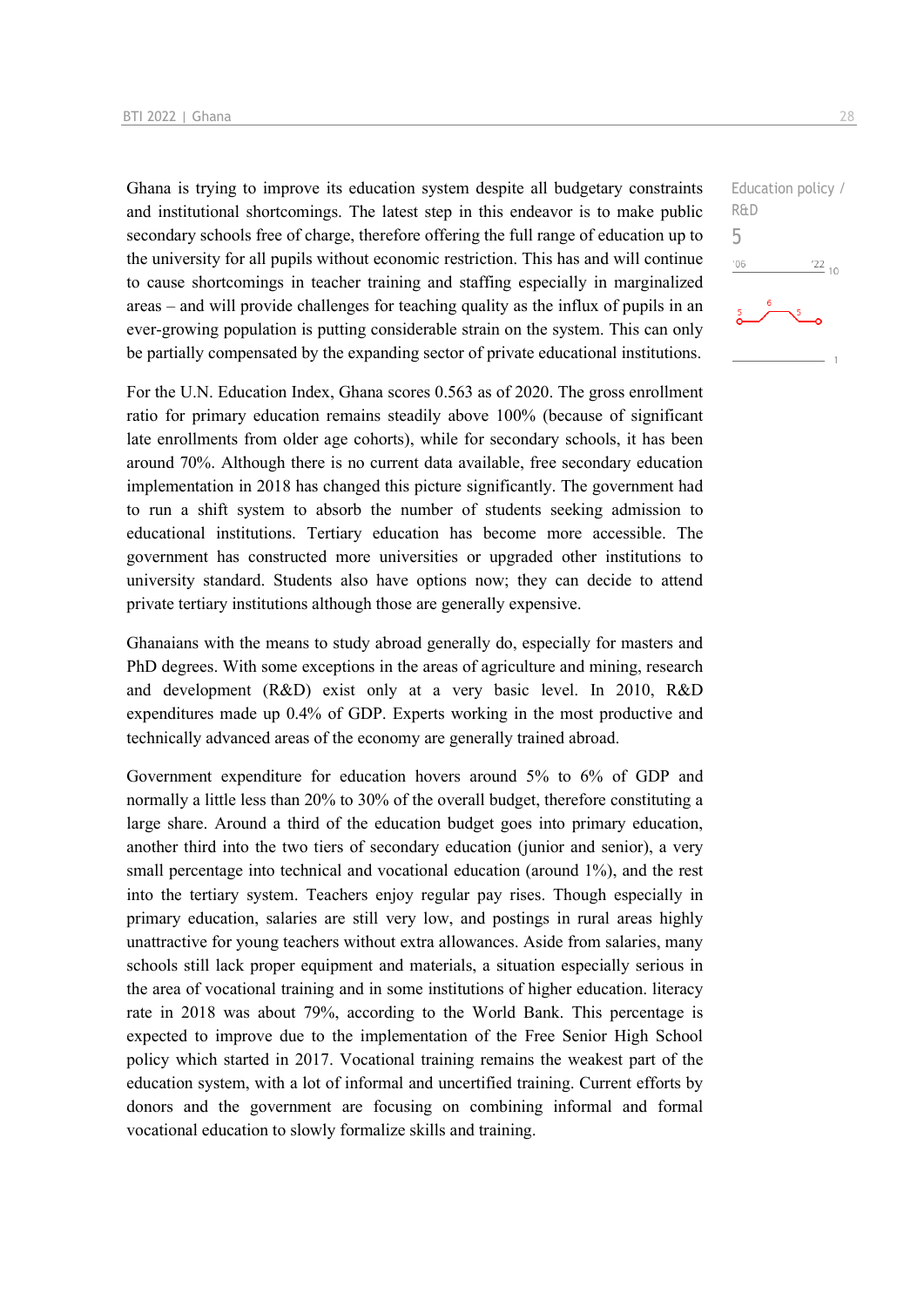Ghana is trying to improve its education system despite all budgetary constraints and institutional shortcomings. The latest step in this endeavor is to make public secondary schools free of charge, therefore offering the full range of education up to the university for all pupils without economic restriction. This has and will continue to cause shortcomings in teacher training and staffing especially in marginalized areas – and will provide challenges for teaching quality as the influx of pupils in an ever-growing population is putting considerable strain on the system. This can only be partially compensated by the expanding sector of private educational institutions.

Education policy / R&D
5

For the U.N. Education Index, Ghana scores 0.563 as of 2020. The gross enrollment ratio for primary education remains steadily above 100% (because of significant late enrollments from older age cohorts), while for secondary schools, it has been around 70%. Although there is no current data available, free secondary education implementation in 2018 has changed this picture significantly. The government had to run a shift system to absorb the number of students seeking admission to educational institutions. Tertiary education has become more accessible. The government has constructed more universities or upgraded other institutions to university standard. Students also have options now; they can decide to attend private tertiary institutions although those are generally expensive.

Ghanaians with the means to study abroad generally do, especially for masters and PhD degrees. With some exceptions in the areas of agriculture and mining, research and development (R&D) exist only at a very basic level. In 2010, R&D expenditures made up 0.4% of GDP. Experts working in the most productive and technically advanced areas of the economy are generally trained abroad.

Government expenditure for education hovers around 5% to 6% of GDP and normally a little less than 20% to 30% of the overall budget, therefore constituting a large share. Around a third of the education budget goes into primary education, another third into the two tiers of secondary education (junior and senior), a very small percentage into technical and vocational education (around 1%), and the rest into the tertiary system. Teachers enjoy regular pay rises. Though especially in primary education, salaries are still very low, and postings in rural areas highly unattractive for young teachers without extra allowances. Aside from salaries, many schools still lack proper equipment and materials, a situation especially serious in the area of vocational training and in some institutions of higher education. literacy rate in 2018 was about 79%, according to the World Bank. This percentage is expected to improve due to the implementation of the Free Senior High School policy which started in 2017. Vocational training remains the weakest part of the education system, with a lot of informal and uncertified training. Current efforts by donors and the government are focusing on combining informal and formal vocational education to slowly formalize skills and training.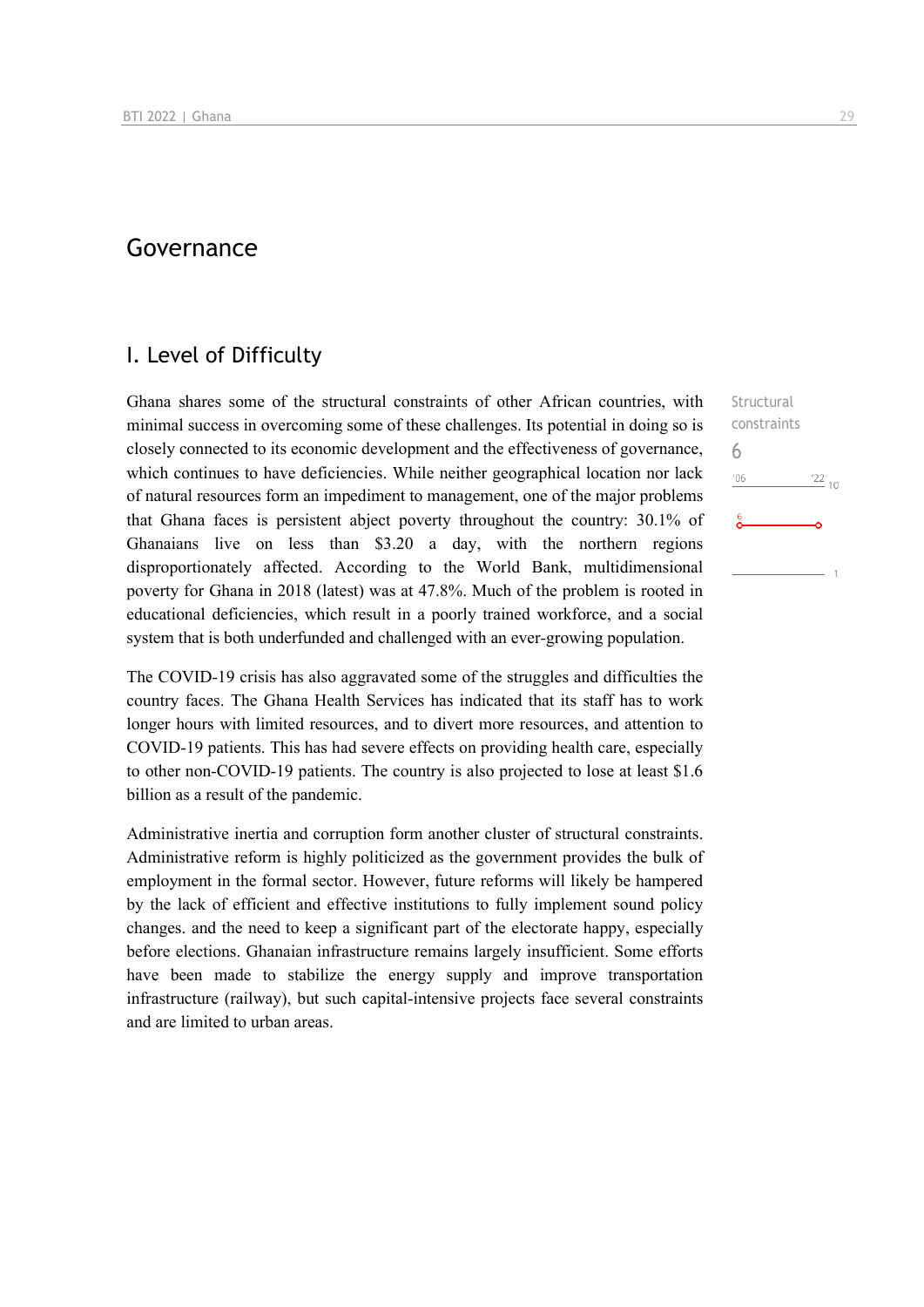# Governance

## I. Level of Difficulty

Ghana shares some of the structural constraints of other African countries, with minimal success in overcoming some of these challenges. Its potential in doing so is closely connected to its economic development and the effectiveness of governance, which continues to have deficiencies. While neither geographical location nor lack of natural resources form an impediment to management, one of the major problems that Ghana faces is persistent abject poverty throughout the country: 30.1% of Ghanaians live on less than $3.20 a day, with the northern regions disproportionately affected. According to the World Bank, multidimensional poverty for Ghana in 2018 (latest) was at 47.8%. Much of the problem is rooted in educational deficiencies, which result in a poorly trained workforce, and a social system that is both underfunded and challenged with an ever-growing population.

Structural constraints
6

The COVID-19 crisis has also aggravated some of the struggles and difficulties the country faces. The Ghana Health Services has indicated that its staff has to work longer hours with limited resources, and to divert more resources, and attention to COVID-19 patients. This has had severe effects on providing health care, especially to other non-COVID-19 patients. The country is also projected to lose at least $1.6 billion as a result of the pandemic.

Administrative inertia and corruption form another cluster of structural constraints. Administrative reform is highly politicized as the government provides the bulk of employment in the formal sector. However, future reforms will likely be hampered by the lack of efficient and effective institutions to fully implement sound policy changes. and the need to keep a significant part of the electorate happy, especially before elections. Ghanaian infrastructure remains largely insufficient. Some efforts have been made to stabilize the energy supply and improve transportation infrastructure (railway), but such capital-intensive projects face several constraints and are limited to urban areas.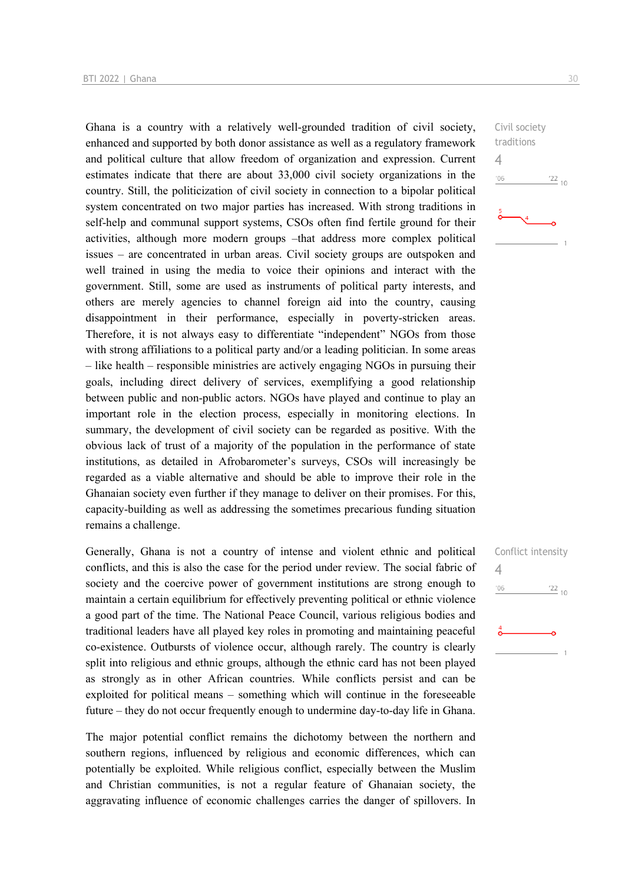Ghana is a country with a relatively well-grounded tradition of civil society, enhanced and supported by both donor assistance as well as a regulatory framework and political culture that allow freedom of organization and expression. Current estimates indicate that there are about 33,000 civil society organizations in the country. Still, the politicization of civil society in connection to a bipolar political system concentrated on two major parties has increased. With strong traditions in self-help and communal support systems, CSOs often find fertile ground for their activities, although more modern groups –that address more complex political issues – are concentrated in urban areas. Civil society groups are outspoken and well trained in using the media to voice their opinions and interact with the government. Still, some are used as instruments of political party interests, and others are merely agencies to channel foreign aid into the country, causing disappointment in their performance, especially in poverty-stricken areas. Therefore, it is not always easy to differentiate "independent" NGOs from those with strong affiliations to a political party and/or a leading politician. In some areas – like health – responsible ministries are actively engaging NGOs in pursuing their goals, including direct delivery of services, exemplifying a good relationship between public and non-public actors. NGOs have played and continue to play an important role in the election process, especially in monitoring elections. In summary, the development of civil society can be regarded as positive. With the obvious lack of trust of a majority of the population in the performance of state institutions, as detailed in Afrobarometer's surveys, CSOs will increasingly be regarded as a viable alternative and should be able to improve their role in the Ghanaian society even further if they manage to deliver on their promises. For this, capacity-building as well as addressing the sometimes precarious funding situation remains a challenge.

Civil society traditions
4

Generally, Ghana is not a country of intense and violent ethnic and political conflicts, and this is also the case for the period under review. The social fabric of society and the coercive power of government institutions are strong enough to maintain a certain equilibrium for effectively preventing political or ethnic violence a good part of the time. The National Peace Council, various religious bodies and traditional leaders have all played key roles in promoting and maintaining peaceful co-existence. Outbursts of violence occur, although rarely. The country is clearly split into religious and ethnic groups, although the ethnic card has not been played as strongly as in other African countries. While conflicts persist and can be exploited for political means – something which will continue in the foreseeable future – they do not occur frequently enough to undermine day-to-day life in Ghana.

Conflict intensity
4

The major potential conflict remains the dichotomy between the northern and southern regions, influenced by religious and economic differences, which can potentially be exploited. While religious conflict, especially between the Muslim and Christian communities, is not a regular feature of Ghanaian society, the aggravating influence of economic challenges carries the danger of spillovers. In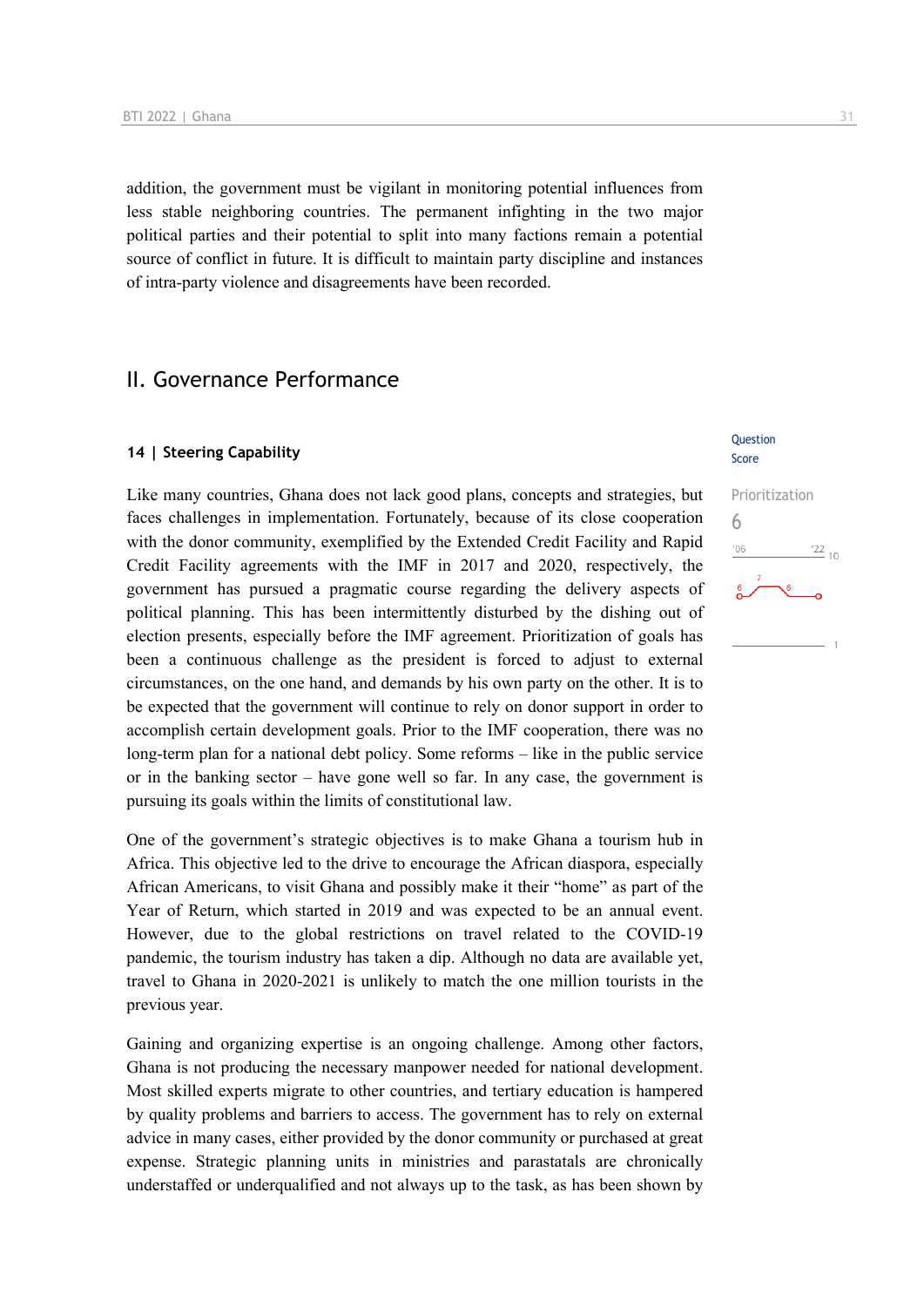addition, the government must be vigilant in monitoring potential influences from less stable neighboring countries. The permanent infighting in the two major political parties and their potential to split into many factions remain a potential source of conflict in future. It is difficult to maintain party discipline and instances of intra-party violence and disagreements have been recorded.

## II. Governance Performance

### 14 | Steering Capability

Question Score

Prioritization
6

Like many countries, Ghana does not lack good plans, concepts and strategies, but faces challenges in implementation. Fortunately, because of its close cooperation with the donor community, exemplified by the Extended Credit Facility and Rapid Credit Facility agreements with the IMF in 2017 and 2020, respectively, the government has pursued a pragmatic course regarding the delivery aspects of political planning. This has been intermittently disturbed by the dishing out of election presents, especially before the IMF agreement. Prioritization of goals has been a continuous challenge as the president is forced to adjust to external circumstances, on the one hand, and demands by his own party on the other. It is to be expected that the government will continue to rely on donor support in order to accomplish certain development goals. Prior to the IMF cooperation, there was no long-term plan for a national debt policy. Some reforms – like in the public service or in the banking sector – have gone well so far. In any case, the government is pursuing its goals within the limits of constitutional law.

One of the government's strategic objectives is to make Ghana a tourism hub in Africa. This objective led to the drive to encourage the African diaspora, especially African Americans, to visit Ghana and possibly make it their "home" as part of the Year of Return, which started in 2019 and was expected to be an annual event. However, due to the global restrictions on travel related to the COVID-19 pandemic, the tourism industry has taken a dip. Although no data are available yet, travel to Ghana in 2020-2021 is unlikely to match the one million tourists in the previous year.

Gaining and organizing expertise is an ongoing challenge. Among other factors, Ghana is not producing the necessary manpower needed for national development. Most skilled experts migrate to other countries, and tertiary education is hampered by quality problems and barriers to access. The government has to rely on external advice in many cases, either provided by the donor community or purchased at great expense. Strategic planning units in ministries and parastatals are chronically understaffed or underqualified and not always up to the task, as has been shown by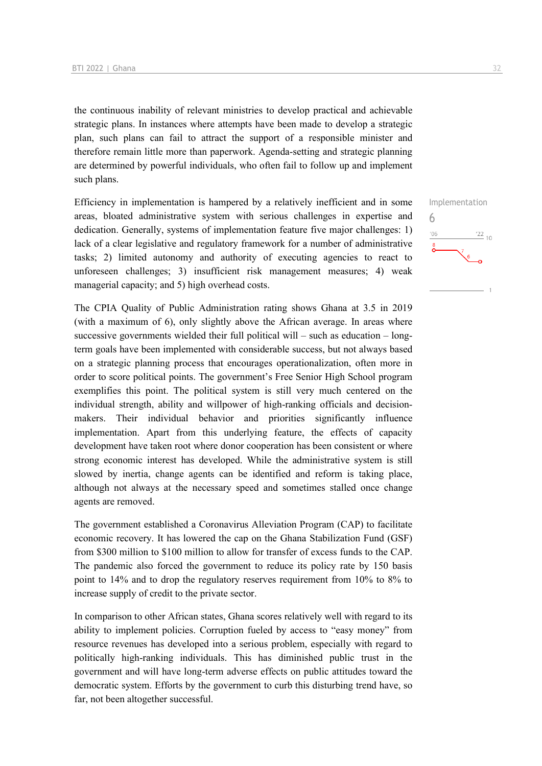the continuous inability of relevant ministries to develop practical and achievable strategic plans. In instances where attempts have been made to develop a strategic plan, such plans can fail to attract the support of a responsible minister and therefore remain little more than paperwork. Agenda-setting and strategic planning are determined by powerful individuals, who often fail to follow up and implement such plans.

Implementation
6

Efficiency in implementation is hampered by a relatively inefficient and in some areas, bloated administrative system with serious challenges in expertise and dedication. Generally, systems of implementation feature five major challenges: 1) lack of a clear legislative and regulatory framework for a number of administrative tasks; 2) limited autonomy and authority of executing agencies to react to unforeseen challenges; 3) insufficient risk management measures; 4) weak managerial capacity; and 5) high overhead costs.

The CPIA Quality of Public Administration rating shows Ghana at 3.5 in 2019 (with a maximum of 6), only slightly above the African average. In areas where successive governments wielded their full political will – such as education – long-term goals have been implemented with considerable success, but not always based on a strategic planning process that encourages operationalization, often more in order to score political points. The government's Free Senior High School program exemplifies this point. The political system is still very much centered on the individual strength, ability and willpower of high-ranking officials and decision-makers. Their individual behavior and priorities significantly influence implementation. Apart from this underlying feature, the effects of capacity development have taken root where donor cooperation has been consistent or where strong economic interest has developed. While the administrative system is still slowed by inertia, change agents can be identified and reform is taking place, although not always at the necessary speed and sometimes stalled once change agents are removed.

The government established a Coronavirus Alleviation Program (CAP) to facilitate economic recovery. It has lowered the cap on the Ghana Stabilization Fund (GSF) from $300 million to $100 million to allow for transfer of excess funds to the CAP. The pandemic also forced the government to reduce its policy rate by 150 basis point to 14% and to drop the regulatory reserves requirement from 10% to 8% to increase supply of credit to the private sector.

In comparison to other African states, Ghana scores relatively well with regard to its ability to implement policies. Corruption fueled by access to "easy money" from resource revenues has developed into a serious problem, especially with regard to politically high-ranking individuals. This has diminished public trust in the government and will have long-term adverse effects on public attitudes toward the democratic system. Efforts by the government to curb this disturbing trend have, so far, not been altogether successful.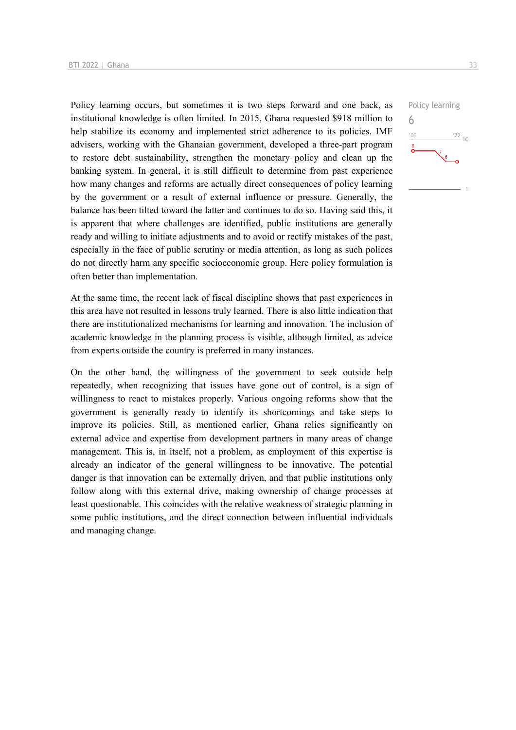Policy learning occurs, but sometimes it is two steps forward and one back, as institutional knowledge is often limited. In 2015, Ghana requested $918 million to help stabilize its economy and implemented strict adherence to its policies. IMF advisers, working with the Ghanaian government, developed a three-part program to restore debt sustainability, strengthen the monetary policy and clean up the banking system. In general, it is still difficult to determine from past experience how many changes and reforms are actually direct consequences of policy learning by the government or a result of external influence or pressure. Generally, the balance has been tilted toward the latter and continues to do so. Having said this, it is apparent that where challenges are identified, public institutions are generally ready and willing to initiate adjustments and to avoid or rectify mistakes of the past, especially in the face of public scrutiny or media attention, as long as such polices do not directly harm any specific socioeconomic group. Here policy formulation is often better than implementation.

Policy learning
6

At the same time, the recent lack of fiscal discipline shows that past experiences in this area have not resulted in lessons truly learned. There is also little indication that there are institutionalized mechanisms for learning and innovation. The inclusion of academic knowledge in the planning process is visible, although limited, as advice from experts outside the country is preferred in many instances.

On the other hand, the willingness of the government to seek outside help repeatedly, when recognizing that issues have gone out of control, is a sign of willingness to react to mistakes properly. Various ongoing reforms show that the government is generally ready to identify its shortcomings and take steps to improve its policies. Still, as mentioned earlier, Ghana relies significantly on external advice and expertise from development partners in many areas of change management. This is, in itself, not a problem, as employment of this expertise is already an indicator of the general willingness to be innovative. The potential danger is that innovation can be externally driven, and that public institutions only follow along with this external drive, making ownership of change processes at least questionable. This coincides with the relative weakness of strategic planning in some public institutions, and the direct connection between influential individuals and managing change.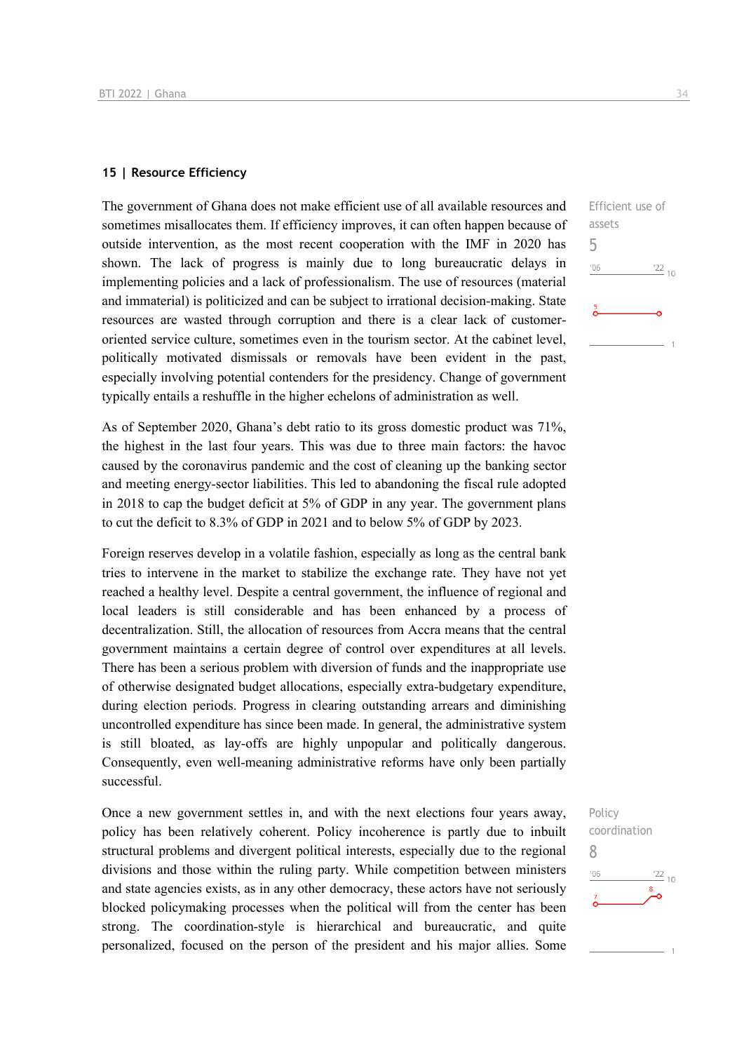## 15 | Resource Efficiency

Efficient use of assets
5

The government of Ghana does not make efficient use of all available resources and sometimes misallocates them. If efficiency improves, it can often happen because of outside intervention, as the most recent cooperation with the IMF in 2020 has shown. The lack of progress is mainly due to long bureaucratic delays in implementing policies and a lack of professionalism. The use of resources (material and immaterial) is politicized and can be subject to irrational decision-making. State resources are wasted through corruption and there is a clear lack of customer-oriented service culture, sometimes even in the tourism sector. At the cabinet level, politically motivated dismissals or removals have been evident in the past, especially involving potential contenders for the presidency. Change of government typically entails a reshuffle in the higher echelons of administration as well.

As of September 2020, Ghana's debt ratio to its gross domestic product was 71%, the highest in the last four years. This was due to three main factors: the havoc caused by the coronavirus pandemic and the cost of cleaning up the banking sector and meeting energy-sector liabilities. This led to abandoning the fiscal rule adopted in 2018 to cap the budget deficit at 5% of GDP in any year. The government plans to cut the deficit to 8.3% of GDP in 2021 and to below 5% of GDP by 2023.

Foreign reserves develop in a volatile fashion, especially as long as the central bank tries to intervene in the market to stabilize the exchange rate. They have not yet reached a healthy level. Despite a central government, the influence of regional and local leaders is still considerable and has been enhanced by a process of decentralization. Still, the allocation of resources from Accra means that the central government maintains a certain degree of control over expenditures at all levels. There has been a serious problem with diversion of funds and the inappropriate use of otherwise designated budget allocations, especially extra-budgetary expenditure, during election periods. Progress in clearing outstanding arrears and diminishing uncontrolled expenditure has since been made. In general, the administrative system is still bloated, as lay-offs are highly unpopular and politically dangerous. Consequently, even well-meaning administrative reforms have only been partially successful.

Policy coordination
8

Once a new government settles in, and with the next elections four years away, policy has been relatively coherent. Policy incoherence is partly due to inbuilt structural problems and divergent political interests, especially due to the regional divisions and those within the ruling party. While competition between ministers and state agencies exists, as in any other democracy, these actors have not seriously blocked policymaking processes when the political will from the center has been strong. The coordination-style is hierarchical and bureaucratic, and quite personalized, focused on the person of the president and his major allies. Some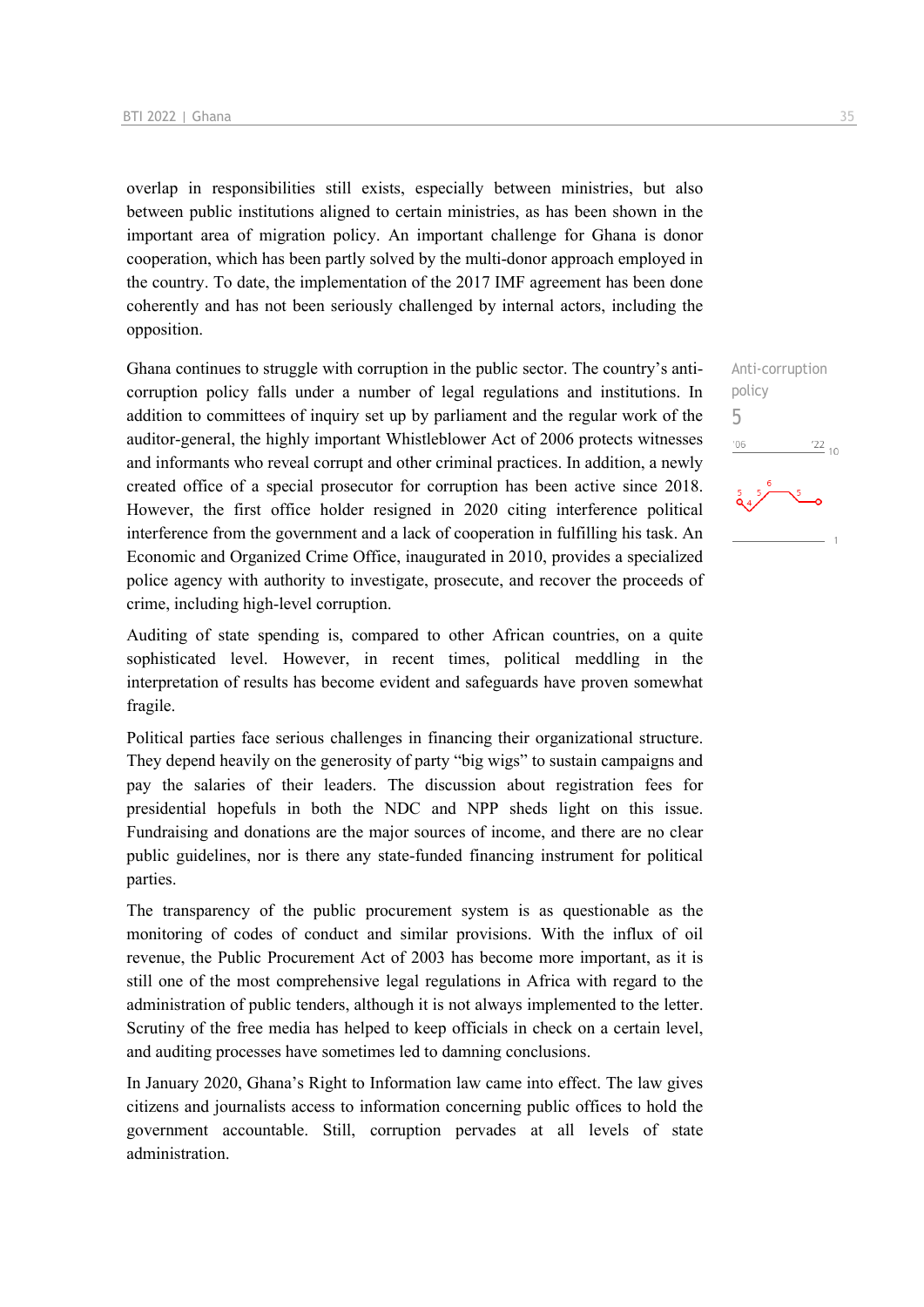overlap in responsibilities still exists, especially between ministries, but also between public institutions aligned to certain ministries, as has been shown in the important area of migration policy. An important challenge for Ghana is donor cooperation, which has been partly solved by the multi-donor approach employed in the country. To date, the implementation of the 2017 IMF agreement has been done coherently and has not been seriously challenged by internal actors, including the opposition.

Anti-corruption policy
5

Ghana continues to struggle with corruption in the public sector. The country's anti-corruption policy falls under a number of legal regulations and institutions. In addition to committees of inquiry set up by parliament and the regular work of the auditor-general, the highly important Whistleblower Act of 2006 protects witnesses and informants who reveal corrupt and other criminal practices. In addition, a newly created office of a special prosecutor for corruption has been active since 2018. However, the first office holder resigned in 2020 citing interference political interference from the government and a lack of cooperation in fulfilling his task. An Economic and Organized Crime Office, inaugurated in 2010, provides a specialized police agency with authority to investigate, prosecute, and recover the proceeds of crime, including high-level corruption.

Auditing of state spending is, compared to other African countries, on a quite sophisticated level. However, in recent times, political meddling in the interpretation of results has become evident and safeguards have proven somewhat fragile.

Political parties face serious challenges in financing their organizational structure. They depend heavily on the generosity of party "big wigs" to sustain campaigns and pay the salaries of their leaders. The discussion about registration fees for presidential hopefuls in both the NDC and NPP sheds light on this issue. Fundraising and donations are the major sources of income, and there are no clear public guidelines, nor is there any state-funded financing instrument for political parties.

The transparency of the public procurement system is as questionable as the monitoring of codes of conduct and similar provisions. With the influx of oil revenue, the Public Procurement Act of 2003 has become more important, as it is still one of the most comprehensive legal regulations in Africa with regard to the administration of public tenders, although it is not always implemented to the letter. Scrutiny of the free media has helped to keep officials in check on a certain level, and auditing processes have sometimes led to damning conclusions.

In January 2020, Ghana's Right to Information law came into effect. The law gives citizens and journalists access to information concerning public offices to hold the government accountable. Still, corruption pervades at all levels of state administration.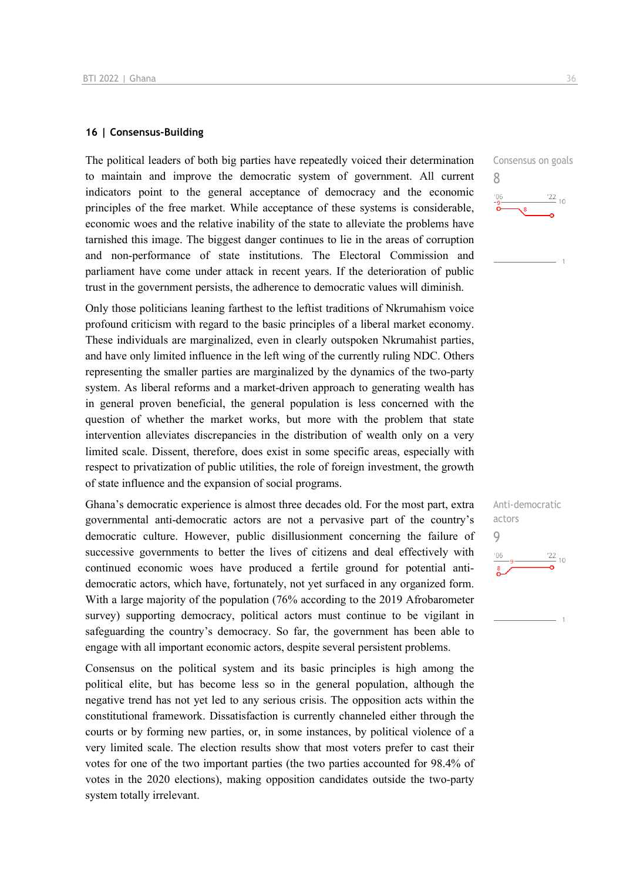## 16 | Consensus-Building

Consensus on goals
8

The political leaders of both big parties have repeatedly voiced their determination to maintain and improve the democratic system of government. All current indicators point to the general acceptance of democracy and the economic principles of the free market. While acceptance of these systems is considerable, economic woes and the relative inability of the state to alleviate the problems have tarnished this image. The biggest danger continues to lie in the areas of corruption and non-performance of state institutions. The Electoral Commission and parliament have come under attack in recent years. If the deterioration of public trust in the government persists, the adherence to democratic values will diminish.

Only those politicians leaning farthest to the leftist traditions of Nkrumahism voice profound criticism with regard to the basic principles of a liberal market economy. These individuals are marginalized, even in clearly outspoken Nkrumahist parties, and have only limited influence in the left wing of the currently ruling NDC. Others representing the smaller parties are marginalized by the dynamics of the two-party system. As liberal reforms and a market-driven approach to generating wealth has in general proven beneficial, the general population is less concerned with the question of whether the market works, but more with the problem that state intervention alleviates discrepancies in the distribution of wealth only on a very limited scale. Dissent, therefore, does exist in some specific areas, especially with respect to privatization of public utilities, the role of foreign investment, the growth of state influence and the expansion of social programs.

Anti-democratic actors
9

Ghana's democratic experience is almost three decades old. For the most part, extra governmental anti-democratic actors are not a pervasive part of the country's democratic culture. However, public disillusionment concerning the failure of successive governments to better the lives of citizens and deal effectively with continued economic woes have produced a fertile ground for potential anti-democratic actors, which have, fortunately, not yet surfaced in any organized form. With a large majority of the population (76% according to the 2019 Afrobarometer survey) supporting democracy, political actors must continue to be vigilant in safeguarding the country's democracy. So far, the government has been able to engage with all important economic actors, despite several persistent problems.

Consensus on the political system and its basic principles is high among the political elite, but has become less so in the general population, although the negative trend has not yet led to any serious crisis. The opposition acts within the constitutional framework. Dissatisfaction is currently channeled either through the courts or by forming new parties, or, in some instances, by political violence of a very limited scale. The election results show that most voters prefer to cast their votes for one of the two important parties (the two parties accounted for 98.4% of votes in the 2020 elections), making opposition candidates outside the two-party system totally irrelevant.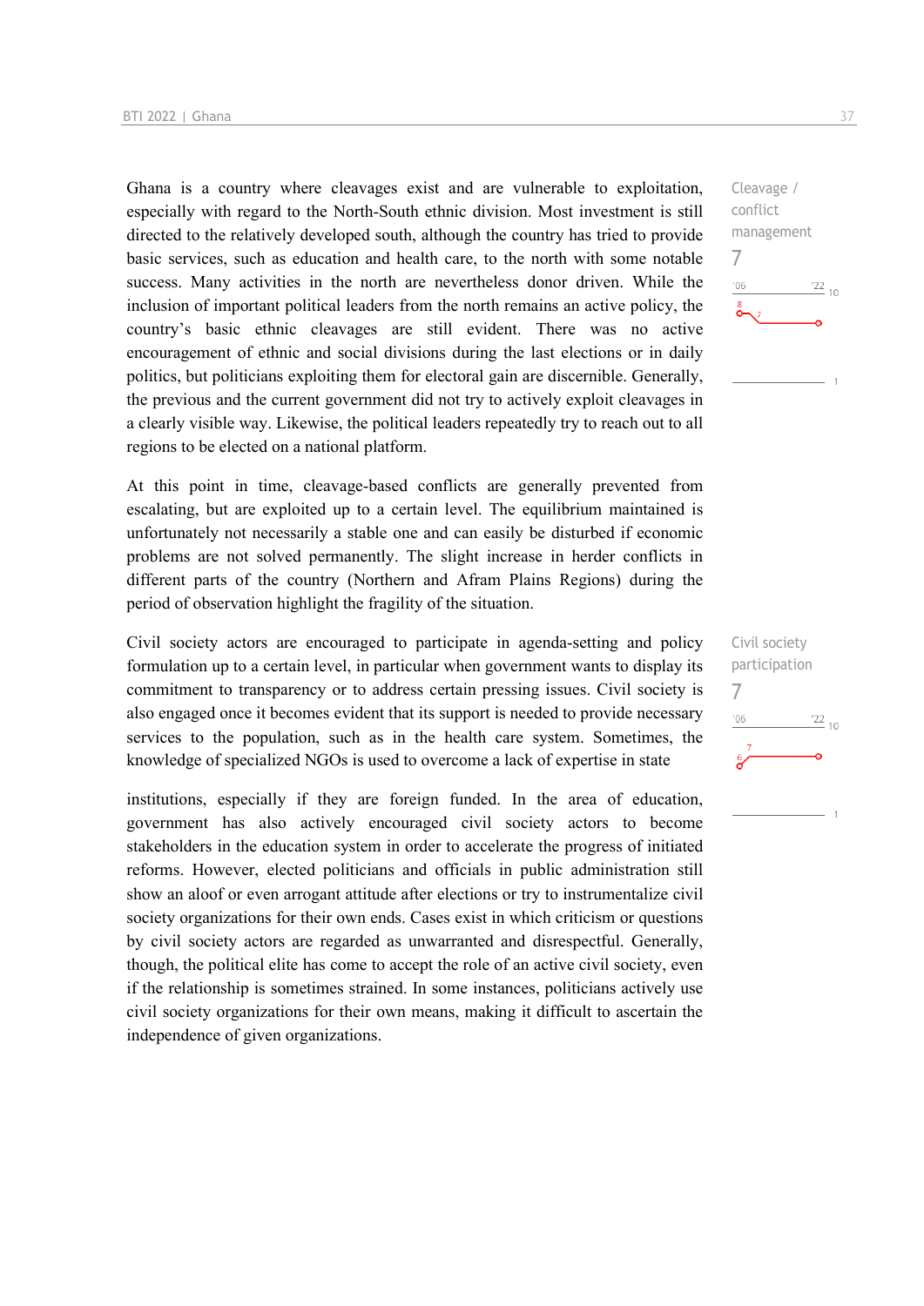Ghana is a country where cleavages exist and are vulnerable to exploitation, especially with regard to the North-South ethnic division. Most investment is still directed to the relatively developed south, although the country has tried to provide basic services, such as education and health care, to the north with some notable success. Many activities in the north are nevertheless donor driven. While the inclusion of important political leaders from the north remains an active policy, the country's basic ethnic cleavages are still evident. There was no active encouragement of ethnic and social divisions during the last elections or in daily politics, but politicians exploiting them for electoral gain are discernible. Generally, the previous and the current government did not try to actively exploit cleavages in a clearly visible way. Likewise, the political leaders repeatedly try to reach out to all regions to be elected on a national platform.

Cleavage / conflict management
7

At this point in time, cleavage-based conflicts are generally prevented from escalating, but are exploited up to a certain level. The equilibrium maintained is unfortunately not necessarily a stable one and can easily be disturbed if economic problems are not solved permanently. The slight increase in herder conflicts in different parts of the country (Northern and Afram Plains Regions) during the period of observation highlight the fragility of the situation.

Civil society actors are encouraged to participate in agenda-setting and policy formulation up to a certain level, in particular when government wants to display its commitment to transparency or to address certain pressing issues. Civil society is also engaged once it becomes evident that its support is needed to provide necessary services to the population, such as in the health care system. Sometimes, the knowledge of specialized NGOs is used to overcome a lack of expertise in state institutions, especially if they are foreign funded. In the area of education, government has also actively encouraged civil society actors to become stakeholders in the education system in order to accelerate the progress of initiated reforms. However, elected politicians and officials in public administration still show an aloof or even arrogant attitude after elections or try to instrumentalize civil society organizations for their own ends. Cases exist in which criticism or questions by civil society actors are regarded as unwarranted and disrespectful. Generally, though, the political elite has come to accept the role of an active civil society, even if the relationship is sometimes strained. In some instances, politicians actively use civil society organizations for their own means, making it difficult to ascertain the independence of given organizations.

Civil society participation
7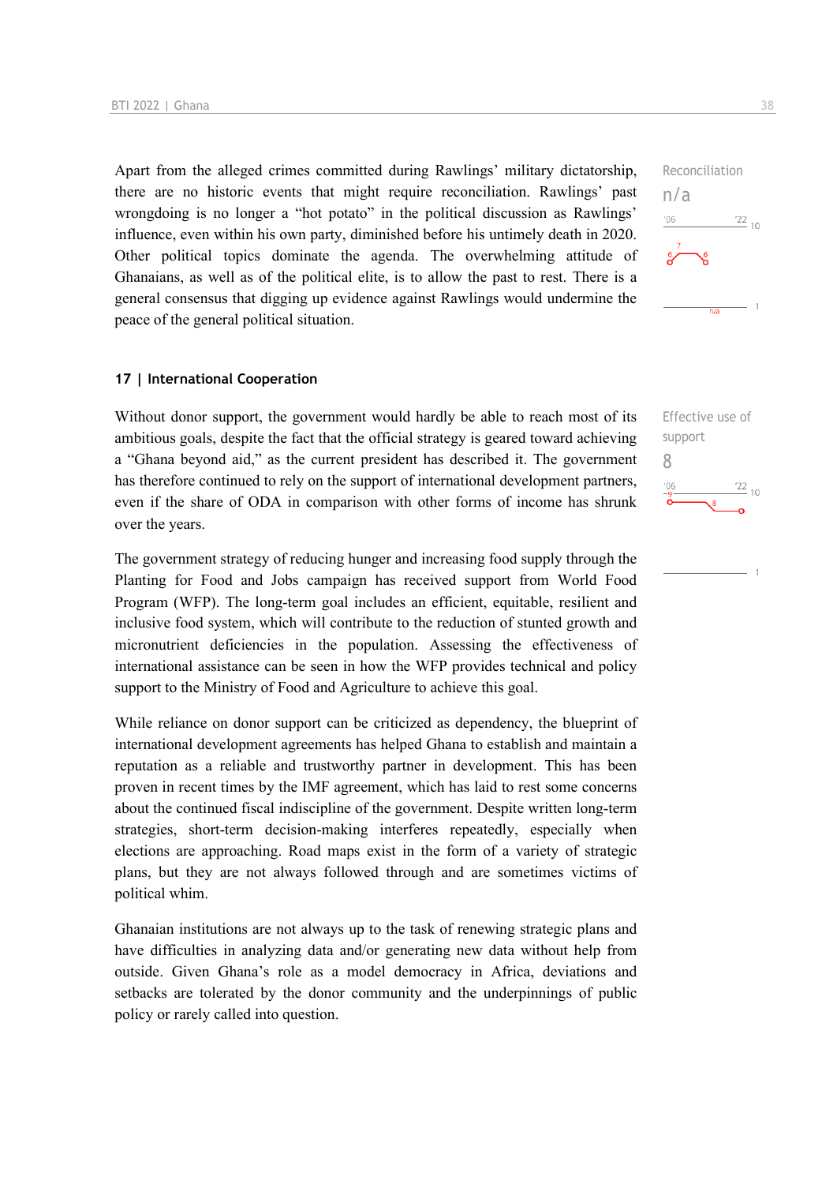Apart from the alleged crimes committed during Rawlings' military dictatorship, there are no historic events that might require reconciliation. Rawlings' past wrongdoing is no longer a "hot potato" in the political discussion as Rawlings' influence, even within his own party, diminished before his untimely death in 2020. Other political topics dominate the agenda. The overwhelming attitude of Ghanaians, as well as of the political elite, is to allow the past to rest. There is a general consensus that digging up evidence against Rawlings would undermine the peace of the general political situation.

Reconciliation
n/a

## 17 | International Cooperation

Without donor support, the government would hardly be able to reach most of its ambitious goals, despite the fact that the official strategy is geared toward achieving a "Ghana beyond aid," as the current president has described it. The government has therefore continued to rely on the support of international development partners, even if the share of ODA in comparison with other forms of income has shrunk over the years.

Effective use of support
8

The government strategy of reducing hunger and increasing food supply through the Planting for Food and Jobs campaign has received support from World Food Program (WFP). The long-term goal includes an efficient, equitable, resilient and inclusive food system, which will contribute to the reduction of stunted growth and micronutrient deficiencies in the population. Assessing the effectiveness of international assistance can be seen in how the WFP provides technical and policy support to the Ministry of Food and Agriculture to achieve this goal.

While reliance on donor support can be criticized as dependency, the blueprint of international development agreements has helped Ghana to establish and maintain a reputation as a reliable and trustworthy partner in development. This has been proven in recent times by the IMF agreement, which has laid to rest some concerns about the continued fiscal indiscipline of the government. Despite written long-term strategies, short-term decision-making interferes repeatedly, especially when elections are approaching. Road maps exist in the form of a variety of strategic plans, but they are not always followed through and are sometimes victims of political whim.

Ghanaian institutions are not always up to the task of renewing strategic plans and have difficulties in analyzing data and/or generating new data without help from outside. Given Ghana's role as a model democracy in Africa, deviations and setbacks are tolerated by the donor community and the underpinnings of public policy or rarely called into question.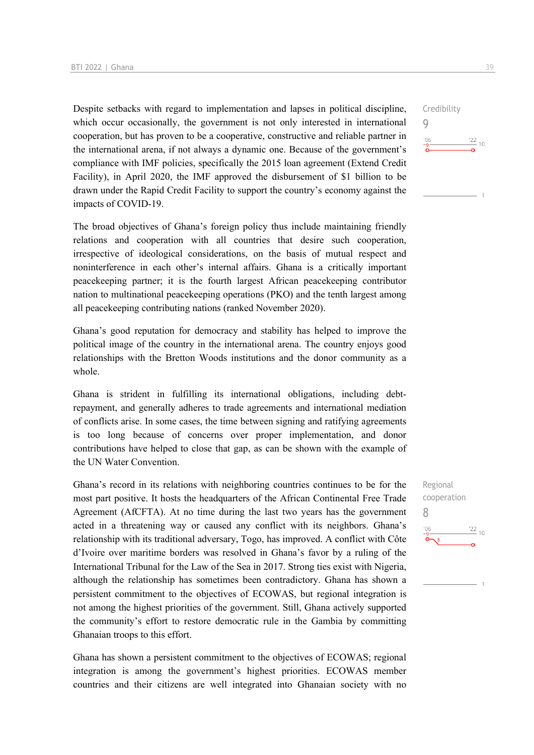Despite setbacks with regard to implementation and lapses in political discipline, which occur occasionally, the government is not only interested in international cooperation, but has proven to be a cooperative, constructive and reliable partner in the international arena, if not always a dynamic one. Because of the government's compliance with IMF policies, specifically the 2015 loan agreement (Extend Credit Facility), in April 2020, the IMF approved the disbursement of $1 billion to be drawn under the Rapid Credit Facility to support the country's economy against the impacts of COVID-19.

Credibility
9

The broad objectives of Ghana's foreign policy thus include maintaining friendly relations and cooperation with all countries that desire such cooperation, irrespective of ideological considerations, on the basis of mutual respect and noninterference in each other's internal affairs. Ghana is a critically important peacekeeping partner; it is the fourth largest African peacekeeping contributor nation to multinational peacekeeping operations (PKO) and the tenth largest among all peacekeeping contributing nations (ranked November 2020).

Ghana's good reputation for democracy and stability has helped to improve the political image of the country in the international arena. The country enjoys good relationships with the Bretton Woods institutions and the donor community as a whole.

Ghana is strident in fulfilling its international obligations, including debt-repayment, and generally adheres to trade agreements and international mediation of conflicts arise. In some cases, the time between signing and ratifying agreements is too long because of concerns over proper implementation, and donor contributions have helped to close that gap, as can be shown with the example of the UN Water Convention.

Ghana's record in its relations with neighboring countries continues to be for the most part positive. It hosts the headquarters of the African Continental Free Trade Agreement (AfCFTA). At no time during the last two years has the government acted in a threatening way or caused any conflict with its neighbors. Ghana's relationship with its traditional adversary, Togo, has improved. A conflict with Côte d'Ivoire over maritime borders was resolved in Ghana's favor by a ruling of the International Tribunal for the Law of the Sea in 2017. Strong ties exist with Nigeria, although the relationship has sometimes been contradictory. Ghana has shown a persistent commitment to the objectives of ECOWAS, but regional integration is not among the highest priorities of the government. Still, Ghana actively supported the community's effort to restore democratic rule in the Gambia by committing Ghanaian troops to this effort.

Regional cooperation
8

Ghana has shown a persistent commitment to the objectives of ECOWAS; regional integration is among the government's highest priorities. ECOWAS member countries and their citizens are well integrated into Ghanaian society with no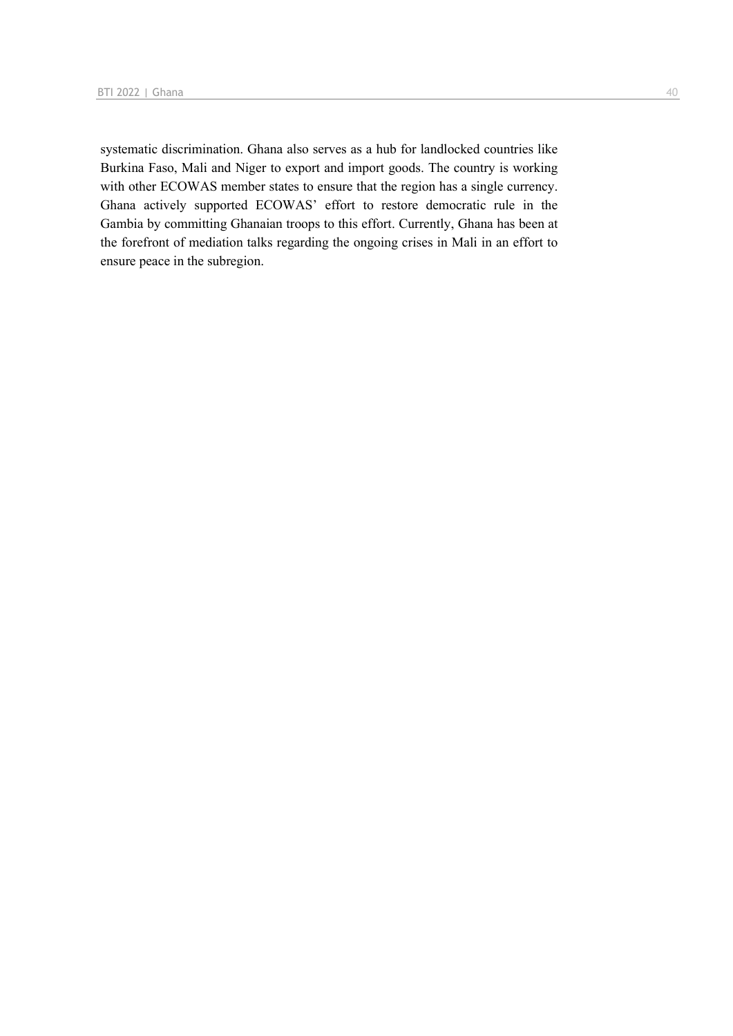systematic discrimination. Ghana also serves as a hub for landlocked countries like Burkina Faso, Mali and Niger to export and import goods. The country is working with other ECOWAS member states to ensure that the region has a single currency. Ghana actively supported ECOWAS' effort to restore democratic rule in the Gambia by committing Ghanaian troops to this effort. Currently, Ghana has been at the forefront of mediation talks regarding the ongoing crises in Mali in an effort to ensure peace in the subregion.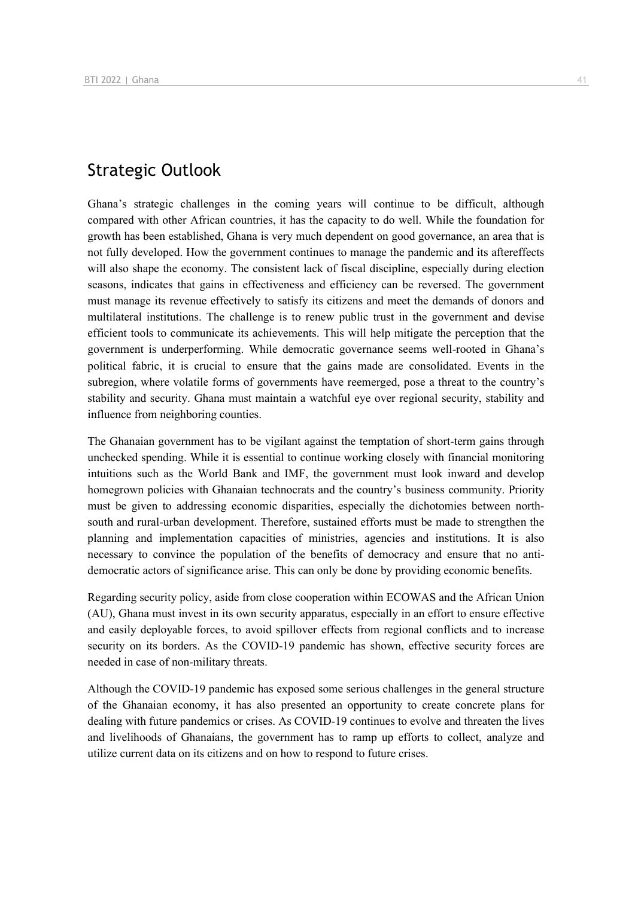## Strategic Outlook

Ghana's strategic challenges in the coming years will continue to be difficult, although compared with other African countries, it has the capacity to do well. While the foundation for growth has been established, Ghana is very much dependent on good governance, an area that is not fully developed. How the government continues to manage the pandemic and its aftereffects will also shape the economy. The consistent lack of fiscal discipline, especially during election seasons, indicates that gains in effectiveness and efficiency can be reversed. The government must manage its revenue effectively to satisfy its citizens and meet the demands of donors and multilateral institutions. The challenge is to renew public trust in the government and devise efficient tools to communicate its achievements. This will help mitigate the perception that the government is underperforming. While democratic governance seems well-rooted in Ghana's political fabric, it is crucial to ensure that the gains made are consolidated. Events in the subregion, where volatile forms of governments have reemerged, pose a threat to the country's stability and security. Ghana must maintain a watchful eye over regional security, stability and influence from neighboring counties.

The Ghanaian government has to be vigilant against the temptation of short-term gains through unchecked spending. While it is essential to continue working closely with financial monitoring intuitions such as the World Bank and IMF, the government must look inward and develop homegrown policies with Ghanaian technocrats and the country's business community. Priority must be given to addressing economic disparities, especially the dichotomies between north-south and rural-urban development. Therefore, sustained efforts must be made to strengthen the planning and implementation capacities of ministries, agencies and institutions. It is also necessary to convince the population of the benefits of democracy and ensure that no anti-democratic actors of significance arise. This can only be done by providing economic benefits.

Regarding security policy, aside from close cooperation within ECOWAS and the African Union (AU), Ghana must invest in its own security apparatus, especially in an effort to ensure effective and easily deployable forces, to avoid spillover effects from regional conflicts and to increase security on its borders. As the COVID-19 pandemic has shown, effective security forces are needed in case of non-military threats.

Although the COVID-19 pandemic has exposed some serious challenges in the general structure of the Ghanaian economy, it has also presented an opportunity to create concrete plans for dealing with future pandemics or crises. As COVID-19 continues to evolve and threaten the lives and livelihoods of Ghanaians, the government has to ramp up efforts to collect, analyze and utilize current data on its citizens and on how to respond to future crises.